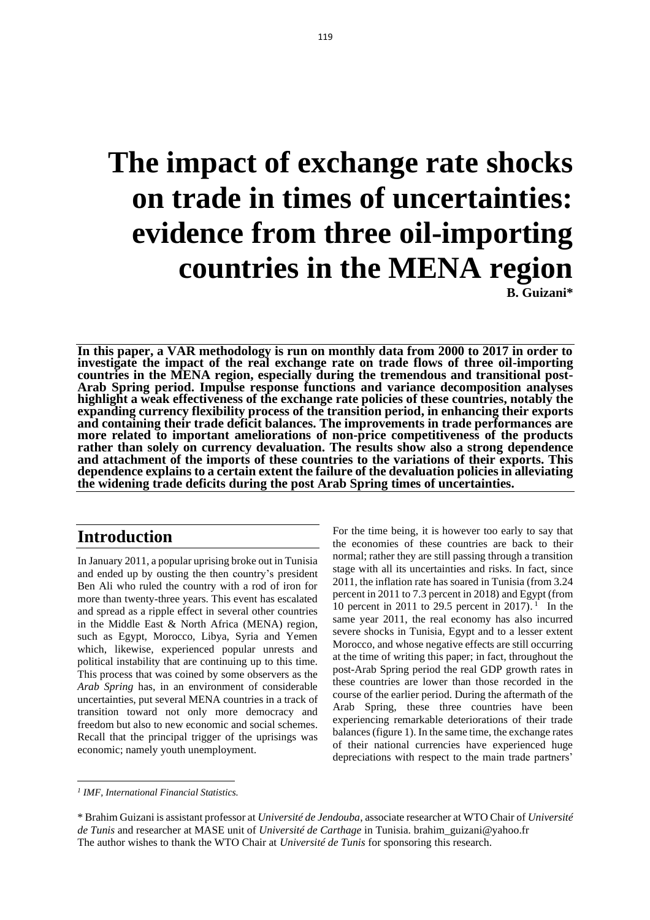# The impact of exchange rate shocks on trade in times of uncertainties: evidence from three oil-importing countries in the MENA region

**B. Guizani***

**In this paper, a VAR methodology is run on monthly data from 2000 to 2017 in order to investigate the impact of the real exchange rate on trade flows of three oil-importing countries in the MENA region, especially during the tremendous and transitional post-Arab Spring period. Impulse response functions and variance decomposition analyses highlight a weak effectiveness of the exchange rate policies of these countries, notably the expanding currency flexibility process of the transition period, in enhancing their exports and containing their trade deficit balances. The improvements in trade performances are more related to important ameliorations of non-price competitiveness of the products rather than solely on currency devaluation. The results show also a strong dependence and attachment of the imports of these countries to the variations of their exports. This dependence explains to a certain extent the failure of the devaluation policies in alleviating the widening trade deficits during the post Arab Spring times of uncertainties.**

## Introduction

In January 2011, a popular uprising broke out in Tunisia and ended up by ousting the then country's president Ben Ali who ruled the country with a rod of iron for more than twenty-three years. This event has escalated and spread as a ripple effect in several other countries in the Middle East & North Africa (MENA) region, such as Egypt, Morocco, Libya, Syria and Yemen which, likewise, experienced popular unrests and political instability that are continuing up to this time. This process that was coined by some observers as the *Arab Spring* has, in an environment of considerable uncertainties, put several MENA countries in a track of transition toward not only more democracy and freedom but also to new economic and social schemes. Recall that the principal trigger of the uprisings was economic; namely youth unemployment.

For the time being, it is however too early to say that the economies of these countries are back to their normal; rather they are still passing through a transition stage with all its uncertainties and risks. In fact, since 2011, the inflation rate has soared in Tunisia (from 3.24 percent in 2011 to 7.3 percent in 2018) and Egypt (from 10 percent in 2011 to 29.5 percent in 2017).[1] In the same year 2011, the real economy has also incurred severe shocks in Tunisia, Egypt and to a lesser extent Morocco, and whose negative effects are still occurring at the time of writing this paper; in fact, throughout the post-Arab Spring period the real GDP growth rates in these countries are lower than those recorded in the course of the earlier period. During the aftermath of the Arab Spring, these three countries have been experiencing remarkable deteriorations of their trade balances (figure 1). In the same time, the exchange rates of their national currencies have experienced huge depreciations with respect to the main trade partners'

---

[1] *IMF, International Financial Statistics.*

\* Brahim Guizani is assistant professor at *Université de Jendouba*, associate researcher at WTO Chair of *Université de Tunis* and researcher at MASE unit of *Université de Carthage* in Tunisia. brahim_guizani@yahoo.fr
The author wishes to thank the WTO Chair at *Université de Tunis* for sponsoring this research.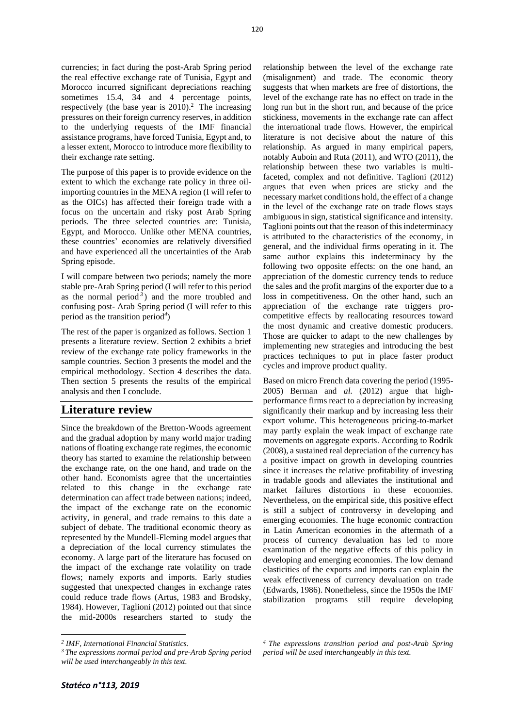currencies; in fact during the post-Arab Spring period the real effective exchange rate of Tunisia, Egypt and Morocco incurred significant depreciations reaching sometimes 15.4, 34 and 4 percentage points, respectively (the base year is 2010).[2] The increasing pressures on their foreign currency reserves, in addition to the underlying requests of the IMF financial assistance programs, have forced Tunisia, Egypt and, to a lesser extent, Morocco to introduce more flexibility to their exchange rate setting.

The purpose of this paper is to provide evidence on the extent to which the exchange rate policy in three oil-importing countries in the MENA region (I will refer to as the OICs) has affected their foreign trade with a focus on the uncertain and risky post Arab Spring periods. The three selected countries are: Tunisia, Egypt, and Morocco. Unlike other MENA countries, these countries' economies are relatively diversified and have experienced all the uncertainties of the Arab Spring episode.

I will compare between two periods; namely the more stable pre-Arab Spring period (I will refer to this period as the normal period[3]) and the more troubled and confusing post- Arab Spring period (I will refer to this period as the transition period[4])

The rest of the paper is organized as follows. Section 1 presents a literature review. Section 2 exhibits a brief review of the exchange rate policy frameworks in the sample countries. Section 3 presents the model and the empirical methodology. Section 4 describes the data. Then section 5 presents the results of the empirical analysis and then I conclude.

## Literature review

Since the breakdown of the Bretton-Woods agreement and the gradual adoption by many world major trading nations of floating exchange rate regimes, the economic theory has started to examine the relationship between the exchange rate, on the one hand, and trade on the other hand. Economists agree that the uncertainties related to this change in the exchange rate determination can affect trade between nations; indeed, the impact of the exchange rate on the economic activity, in general, and trade remains to this date a subject of debate. The traditional economic theory as represented by the Mundell-Fleming model argues that a depreciation of the local currency stimulates the economy. A large part of the literature has focused on the impact of the exchange rate volatility on trade flows; namely exports and imports. Early studies suggested that unexpected changes in exchange rates could reduce trade flows (Artus, 1983 and Brodsky, 1984). However, Taglioni (2012) pointed out that since the mid-2000s researchers started to study the relationship between the level of the exchange rate (misalignment) and trade. The economic theory suggests that when markets are free of distortions, the level of the exchange rate has no effect on trade in the long run but in the short run, and because of the price stickiness, movements in the exchange rate can affect the international trade flows. However, the empirical literature is not decisive about the nature of this relationship. As argued in many empirical papers, notably Auboin and Ruta (2011), and WTO (2011), the relationship between these two variables is multi-faceted, complex and not definitive. Taglioni (2012) argues that even when prices are sticky and the necessary market conditions hold, the effect of a change in the level of the exchange rate on trade flows stays ambiguous in sign, statistical significance and intensity. Taglioni points out that the reason of this indeterminacy is attributed to the characteristics of the economy, in general, and the individual firms operating in it. The same author explains this indeterminacy by the following two opposite effects: on the one hand, an appreciation of the domestic currency tends to reduce the sales and the profit margins of the exporter due to a loss in competitiveness. On the other hand, such an appreciation of the exchange rate triggers pro-competitive effects by reallocating resources toward the most dynamic and creative domestic producers. Those are quicker to adapt to the new challenges by implementing new strategies and introducing the best practices techniques to put in place faster product cycles and improve product quality.

Based on micro French data covering the period (1995-2005) Berman and *al.* (2012) argue that high-performance firms react to a depreciation by increasing significantly their markup and by increasing less their export volume. This heterogeneous pricing-to-market may partly explain the weak impact of exchange rate movements on aggregate exports. According to Rodrik (2008), a sustained real depreciation of the currency has a positive impact on growth in developing countries since it increases the relative profitability of investing in tradable goods and alleviates the institutional and market failures distortions in these economies. Nevertheless, on the empirical side, this positive effect is still a subject of controversy in developing and emerging economies. The huge economic contraction in Latin American economies in the aftermath of a process of currency devaluation has led to more examination of the negative effects of this policy in developing and emerging economies. The low demand elasticities of the exports and imports can explain the weak effectiveness of currency devaluation on trade (Edwards, 1986). Nonetheless, since the 1950s the IMF stabilization programs still require developing

---

[2] *IMF, International Financial Statistics.*

[3] *The expressions normal period and pre-Arab Spring period will be used interchangeably in this text.*

[4] *The expressions transition period and post-Arab Spring period will be used interchangeably in this text.*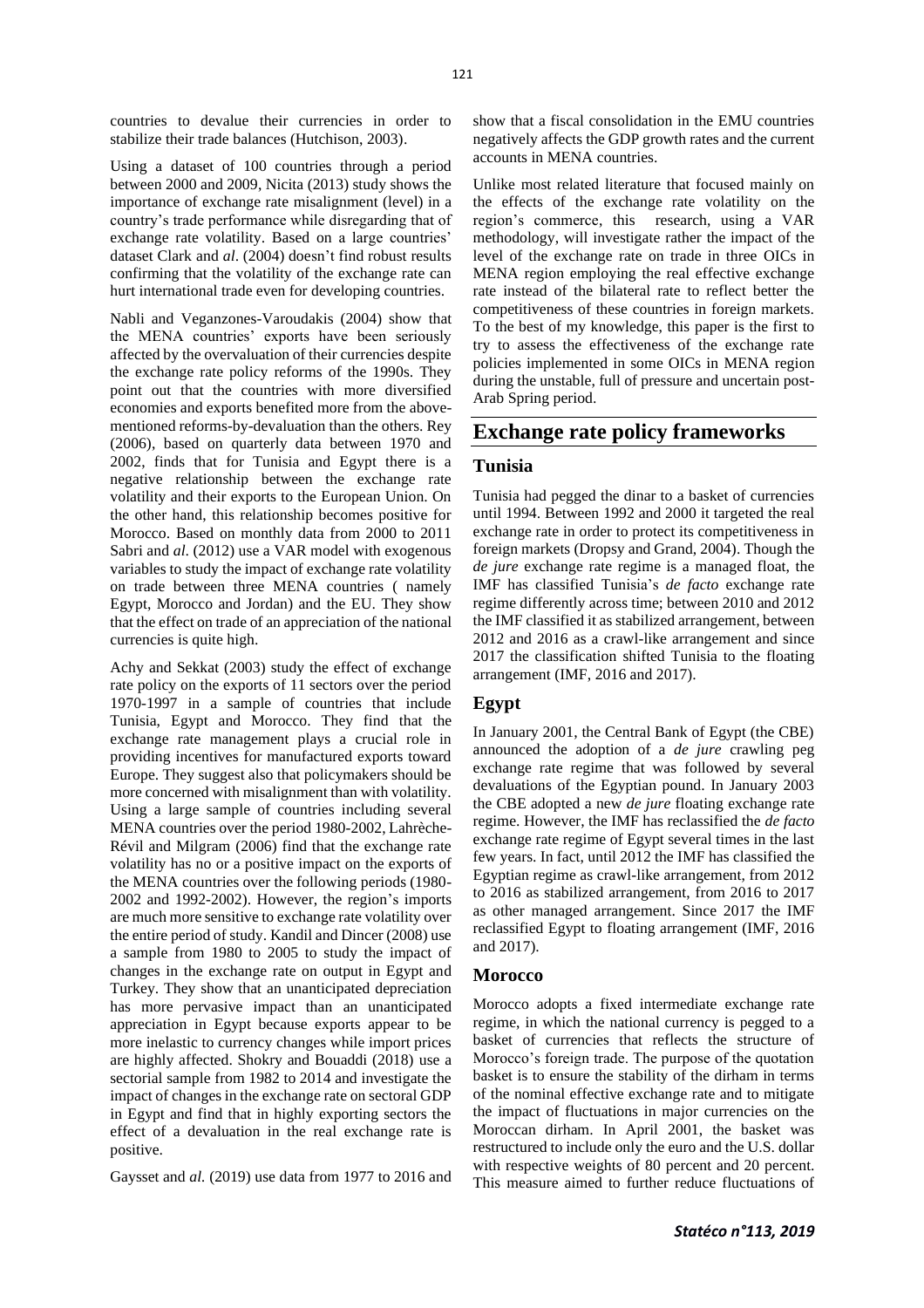countries to devalue their currencies in order to stabilize their trade balances (Hutchison, 2003).

Using a dataset of 100 countries through a period between 2000 and 2009, Nicita (2013) study shows the importance of exchange rate misalignment (level) in a country's trade performance while disregarding that of exchange rate volatility. Based on a large countries' dataset Clark and *al*. (2004) doesn't find robust results confirming that the volatility of the exchange rate can hurt international trade even for developing countries.

Nabli and Veganzones-Varoudakis (2004) show that the MENA countries' exports have been seriously affected by the overvaluation of their currencies despite the exchange rate policy reforms of the 1990s. They point out that the countries with more diversified economies and exports benefited more from the above-mentioned reforms-by-devaluation than the others. Rey (2006), based on quarterly data between 1970 and 2002, finds that for Tunisia and Egypt there is a negative relationship between the exchange rate volatility and their exports to the European Union. On the other hand, this relationship becomes positive for Morocco. Based on monthly data from 2000 to 2011 Sabri and *al.* (2012) use a VAR model with exogenous variables to study the impact of exchange rate volatility on trade between three MENA countries ( namely Egypt, Morocco and Jordan) and the EU. They show that the effect on trade of an appreciation of the national currencies is quite high.

Achy and Sekkat (2003) study the effect of exchange rate policy on the exports of 11 sectors over the period 1970-1997 in a sample of countries that include Tunisia, Egypt and Morocco. They find that the exchange rate management plays a crucial role in providing incentives for manufactured exports toward Europe. They suggest also that policymakers should be more concerned with misalignment than with volatility. Using a large sample of countries including several MENA countries over the period 1980-2002, Lahrèche-Révil and Milgram (2006) find that the exchange rate volatility has no or a positive impact on the exports of the MENA countries over the following periods (1980-2002 and 1992-2002). However, the region's imports are much more sensitive to exchange rate volatility over the entire period of study. Kandil and Dincer (2008) use a sample from 1980 to 2005 to study the impact of changes in the exchange rate on output in Egypt and Turkey. They show that an unanticipated depreciation has more pervasive impact than an unanticipated appreciation in Egypt because exports appear to be more inelastic to currency changes while import prices are highly affected. Shokry and Bouaddi (2018) use a sectorial sample from 1982 to 2014 and investigate the impact of changes in the exchange rate on sectoral GDP in Egypt and find that in highly exporting sectors the effect of a devaluation in the real exchange rate is positive.

Gaysset and *al.* (2019) use data from 1977 to 2016 and show that a fiscal consolidation in the EMU countries negatively affects the GDP growth rates and the current accounts in MENA countries.

Unlike most related literature that focused mainly on the effects of the exchange rate volatility on the region's commerce, this research, using a VAR methodology, will investigate rather the impact of the level of the exchange rate on trade in three OICs in MENA region employing the real effective exchange rate instead of the bilateral rate to reflect better the competitiveness of these countries in foreign markets. To the best of my knowledge, this paper is the first to try to assess the effectiveness of the exchange rate policies implemented in some OICs in MENA region during the unstable, full of pressure and uncertain post-Arab Spring period.

# Exchange rate policy frameworks

## Tunisia

Tunisia had pegged the dinar to a basket of currencies until 1994. Between 1992 and 2000 it targeted the real exchange rate in order to protect its competitiveness in foreign markets (Dropsy and Grand, 2004). Though the *de jure* exchange rate regime is a managed float, the IMF has classified Tunisia's *de facto* exchange rate regime differently across time; between 2010 and 2012 the IMF classified it as stabilized arrangement, between 2012 and 2016 as a crawl-like arrangement and since 2017 the classification shifted Tunisia to the floating arrangement (IMF, 2016 and 2017).

## Egypt

In January 2001, the Central Bank of Egypt (the CBE) announced the adoption of a *de jure* crawling peg exchange rate regime that was followed by several devaluations of the Egyptian pound. In January 2003 the CBE adopted a new *de jure* floating exchange rate regime. However, the IMF has reclassified the *de facto* exchange rate regime of Egypt several times in the last few years. In fact, until 2012 the IMF has classified the Egyptian regime as crawl-like arrangement, from 2012 to 2016 as stabilized arrangement, from 2016 to 2017 as other managed arrangement. Since 2017 the IMF reclassified Egypt to floating arrangement (IMF, 2016 and 2017).

## Morocco

Morocco adopts a fixed intermediate exchange rate regime, in which the national currency is pegged to a basket of currencies that reflects the structure of Morocco's foreign trade. The purpose of the quotation basket is to ensure the stability of the dirham in terms of the nominal effective exchange rate and to mitigate the impact of fluctuations in major currencies on the Moroccan dirham. In April 2001, the basket was restructured to include only the euro and the U.S. dollar with respective weights of 80 percent and 20 percent. This measure aimed to further reduce fluctuations of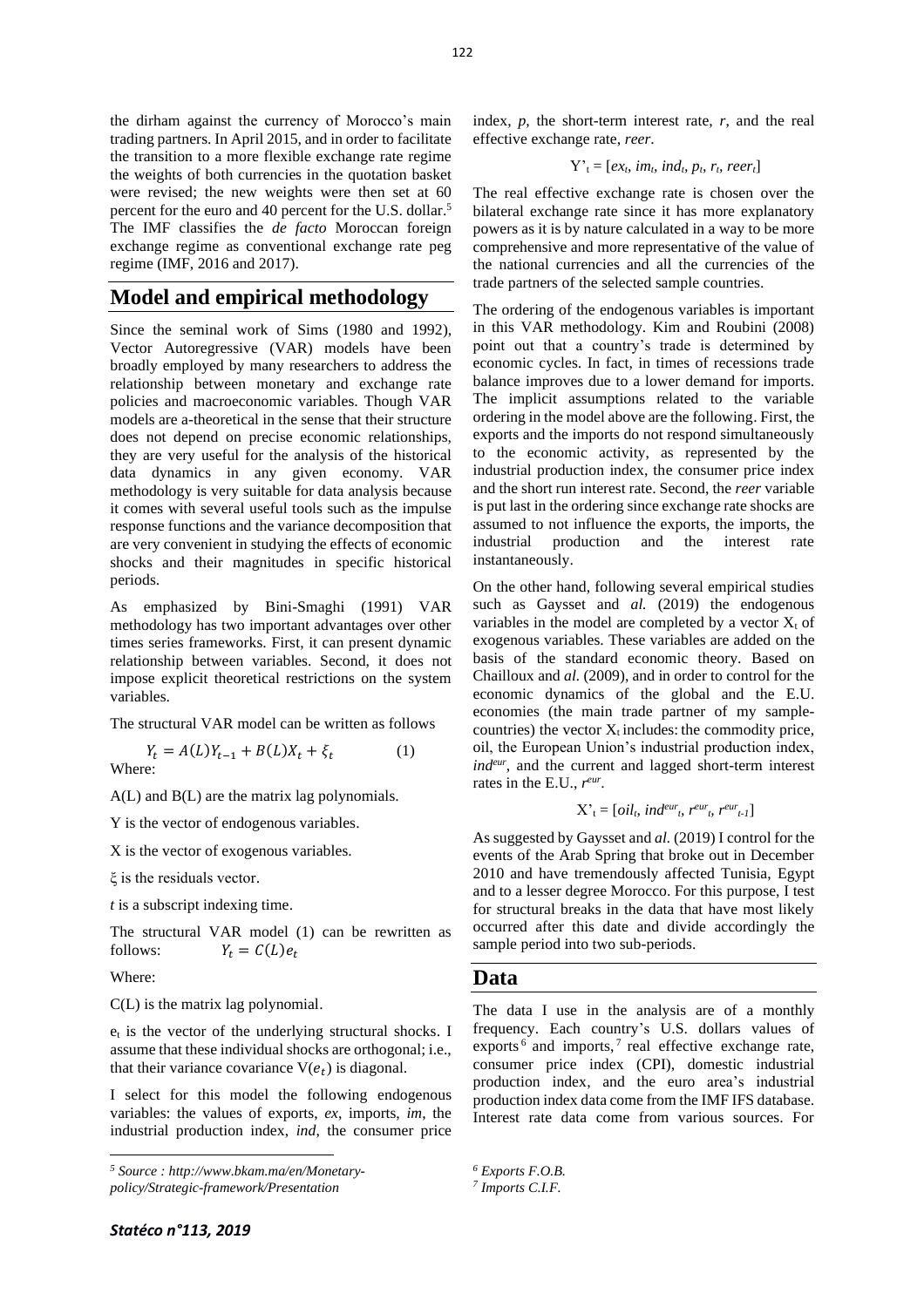the dirham against the currency of Morocco's main trading partners. In April 2015, and in order to facilitate the transition to a more flexible exchange rate regime the weights of both currencies in the quotation basket were revised; the new weights were then set at 60 percent for the euro and 40 percent for the U.S. dollar.[5] The IMF classifies the *de facto* Moroccan foreign exchange regime as conventional exchange rate peg regime (IMF, 2016 and 2017).

## Model and empirical methodology

Since the seminal work of Sims (1980 and 1992), Vector Autoregressive (VAR) models have been broadly employed by many researchers to address the relationship between monetary and exchange rate policies and macroeconomic variables. Though VAR models are a-theoretical in the sense that their structure does not depend on precise economic relationships, they are very useful for the analysis of the historical data dynamics in any given economy. VAR methodology is very suitable for data analysis because it comes with several useful tools such as the impulse response functions and the variance decomposition that are very convenient in studying the effects of economic shocks and their magnitudes in specific historical periods.

As emphasized by Bini-Smaghi (1991) VAR methodology has two important advantages over other times series frameworks. First, it can present dynamic relationship between variables. Second, it does not impose explicit theoretical restrictions on the system variables.

The structural VAR model can be written as follows

$$Y_t = A(L)Y_{t-1} + B(L)X_t + \xi_t \qquad (1)$$

Where:

A(L) and B(L) are the matrix lag polynomials.

Y is the vector of endogenous variables.

X is the vector of exogenous variables.

$\xi$ is the residuals vector.

*t* is a subscript indexing time.

The structural VAR model (1) can be rewritten as follows: $Y_t = C(L)e_t$

Where:

C(L) is the matrix lag polynomial.

$e_t$ is the vector of the underlying structural shocks. I assume that these individual shocks are orthogonal; i.e., that their variance covariance $V(e_t)$ is diagonal.

I select for this model the following endogenous variables: the values of exports, *ex*, imports, *im*, the industrial production index, *ind*, the consumer price index, *p*, the short-term interest rate, *r*, and the real effective exchange rate, *reer*.

$$Y'_t = [ex_t, im_t, ind_t, p_t, r_t, reer_t]$$

The real effective exchange rate is chosen over the bilateral exchange rate since it has more explanatory powers as it is by nature calculated in a way to be more comprehensive and more representative of the value of the national currencies and all the currencies of the trade partners of the selected sample countries.

The ordering of the endogenous variables is important in this VAR methodology. Kim and Roubini (2008) point out that a country's trade is determined by economic cycles. In fact, in times of recessions trade balance improves due to a lower demand for imports. The implicit assumptions related to the variable ordering in the model above are the following. First, the exports and the imports do not respond simultaneously to the economic activity, as represented by the industrial production index, the consumer price index and the short run interest rate. Second, the *reer* variable is put last in the ordering since exchange rate shocks are assumed to not influence the exports, the imports, the industrial production and the interest rate instantaneously.

On the other hand, following several empirical studies such as Gaysset and *al.* (2019) the endogenous variables in the model are completed by a vector $X_t$ of exogenous variables. These variables are added on the basis of the standard economic theory. Based on Chailloux and *al.* (2009), and in order to control for the economic dynamics of the global and the E.U. economies (the main trade partner of my sample-countries) the vector $X_t$ includes: the commodity price, oil, the European Union's industrial production index, $ind^{eur}$, and the current and lagged short-term interest rates in the E.U., $r^{eur}$.

$$X'_t = [oil_t, ind^{eur}_t, r^{eur}_t, r^{eur}_{t-1}]$$

As suggested by Gaysset and *al.* (2019) I control for the events of the Arab Spring that broke out in December 2010 and have tremendously affected Tunisia, Egypt and to a lesser degree Morocco. For this purpose, I test for structural breaks in the data that have most likely occurred after this date and divide accordingly the sample period into two sub-periods.

## Data

The data I use in the analysis are of a monthly frequency. Each country's U.S. dollars values of exports[6] and imports,[7] real effective exchange rate, consumer price index (CPI), domestic industrial production index, and the euro area's industrial production index data come from the IMF IFS database. Interest rate data come from various sources. For

[5] *Source : http://www.bkam.ma/en/Monetary-policy/Strategic-framework/Presentation*

[6] *Exports F.O.B.*

[7] *Imports C.I.F.*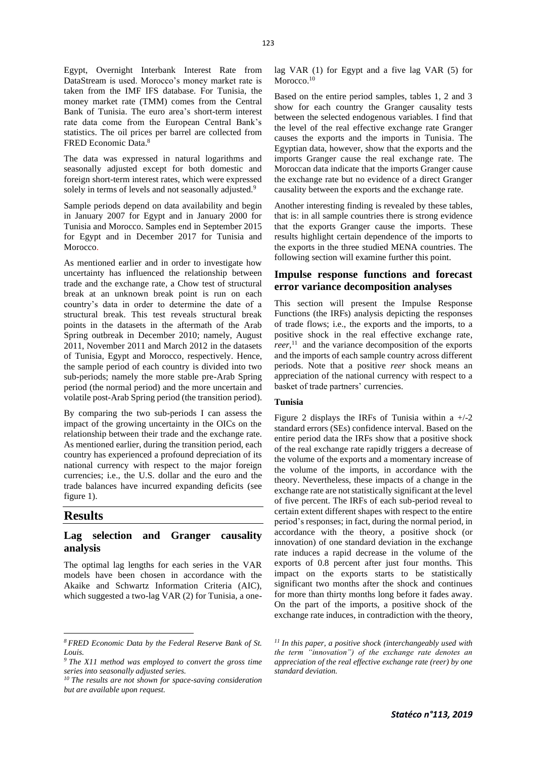Egypt, Overnight Interbank Interest Rate from DataStream is used. Morocco's money market rate is taken from the IMF IFS database. For Tunisia, the money market rate (TMM) comes from the Central Bank of Tunisia. The euro area's short-term interest rate data come from the European Central Bank's statistics. The oil prices per barrel are collected from FRED Economic Data.[8]

The data was expressed in natural logarithms and seasonally adjusted except for both domestic and foreign short-term interest rates, which were expressed solely in terms of levels and not seasonally adjusted.[9]

Sample periods depend on data availability and begin in January 2007 for Egypt and in January 2000 for Tunisia and Morocco. Samples end in September 2015 for Egypt and in December 2017 for Tunisia and Morocco.

As mentioned earlier and in order to investigate how uncertainty has influenced the relationship between trade and the exchange rate, a Chow test of structural break at an unknown break point is run on each country's data in order to determine the date of a structural break. This test reveals structural break points in the datasets in the aftermath of the Arab Spring outbreak in December 2010; namely, August 2011, November 2011 and March 2012 in the datasets of Tunisia, Egypt and Morocco, respectively. Hence, the sample period of each country is divided into two sub-periods; namely the more stable pre-Arab Spring period (the normal period) and the more uncertain and volatile post-Arab Spring period (the transition period).

By comparing the two sub-periods I can assess the impact of the growing uncertainty in the OICs on the relationship between their trade and the exchange rate. As mentioned earlier, during the transition period, each country has experienced a profound depreciation of its national currency with respect to the major foreign currencies; i.e., the U.S. dollar and the euro and the trade balances have incurred expanding deficits (see figure 1).

# Results

## Lag selection and Granger causality analysis

The optimal lag lengths for each series in the VAR models have been chosen in accordance with the Akaike and Schwartz Information Criteria (AIC), which suggested a two-lag VAR (2) for Tunisia, a one-lag VAR (1) for Egypt and a five lag VAR (5) for Morocco.[10]

Based on the entire period samples, tables 1, 2 and 3 show for each country the Granger causality tests between the selected endogenous variables. I find that the level of the real effective exchange rate Granger causes the exports and the imports in Tunisia. The Egyptian data, however, show that the exports and the imports Granger cause the real exchange rate. The Moroccan data indicate that the imports Granger cause the exchange rate but no evidence of a direct Granger causality between the exports and the exchange rate.

Another interesting finding is revealed by these tables, that is: in all sample countries there is strong evidence that the exports Granger cause the imports. These results highlight certain dependence of the imports to the exports in the three studied MENA countries. The following section will examine further this point.

## Impulse response functions and forecast error variance decomposition analyses

This section will present the Impulse Response Functions (the IRFs) analysis depicting the responses of trade flows; i.e., the exports and the imports, to a positive shock in the real effective exchange rate, *reer*,[11] and the variance decomposition of the exports and the imports of each sample country across different periods. Note that a positive *reer* shock means an appreciation of the national currency with respect to a basket of trade partners' currencies.

### Tunisia

Figure 2 displays the IRFs of Tunisia within a +/-2 standard errors (SEs) confidence interval. Based on the entire period data the IRFs show that a positive shock of the real exchange rate rapidly triggers a decrease of the volume of the exports and a momentary increase of the volume of the imports, in accordance with the theory. Nevertheless, these impacts of a change in the exchange rate are not statistically significant at the level of five percent. The IRFs of each sub-period reveal to certain extent different shapes with respect to the entire period's responses; in fact, during the normal period, in accordance with the theory, a positive shock (or innovation) of one standard deviation in the exchange rate induces a rapid decrease in the volume of the exports of 0.8 percent after just four months. This impact on the exports starts to be statistically significant two months after the shock and continues for more than thirty months long before it fades away. On the part of the imports, a positive shock of the exchange rate induces, in contradiction with the theory,

---

[8] *FRED Economic Data by the Federal Reserve Bank of St. Louis.*

[9] *The X11 method was employed to convert the gross time series into seasonally adjusted series.*

[10] *The results are not shown for space-saving consideration but are available upon request.*

[11] *In this paper, a positive shock (interchangeably used with the term "innovation") of the exchange rate denotes an appreciation of the real effective exchange rate (reer) by one standard deviation.*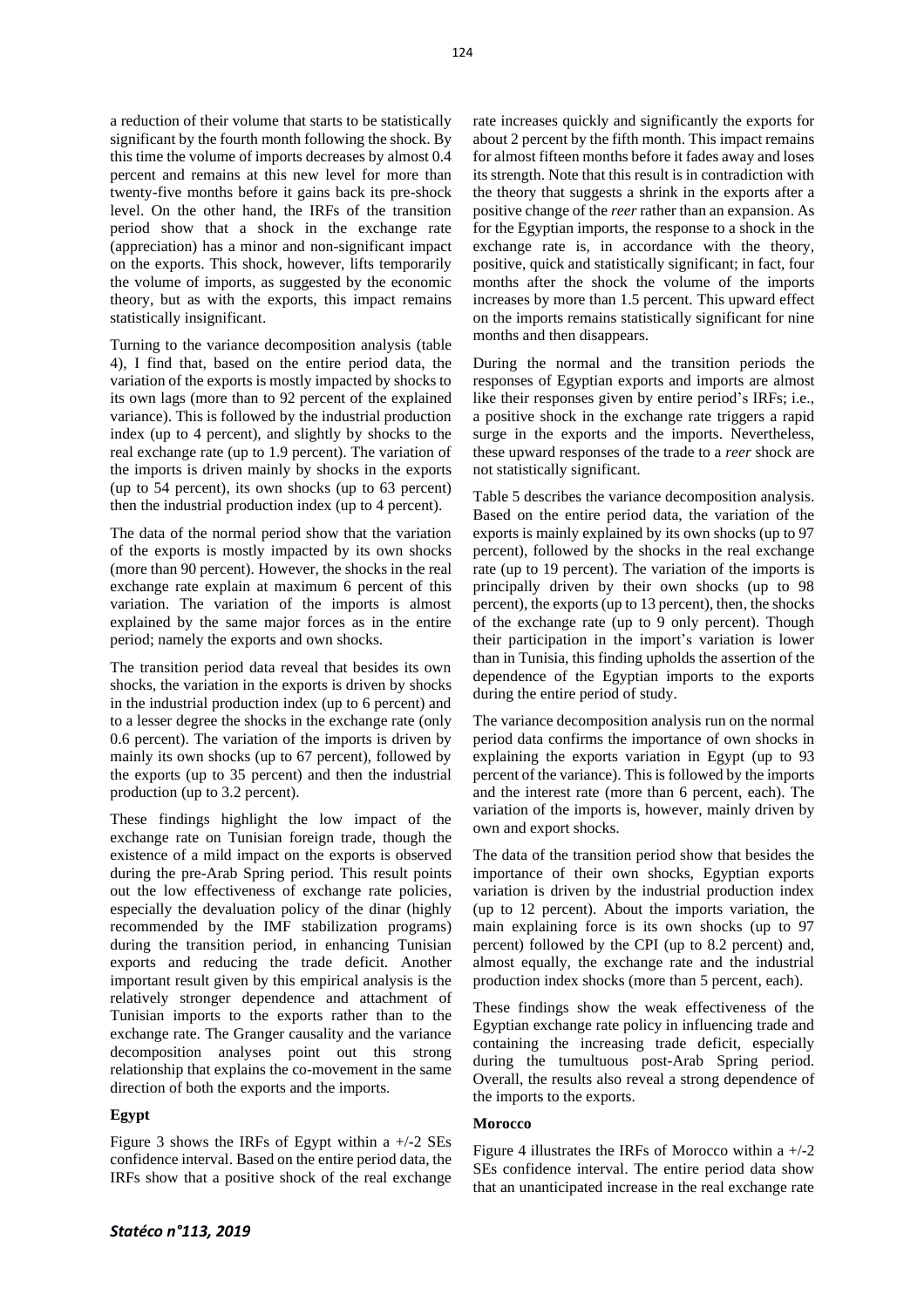a reduction of their volume that starts to be statistically significant by the fourth month following the shock. By this time the volume of imports decreases by almost 0.4 percent and remains at this new level for more than twenty-five months before it gains back its pre-shock level. On the other hand, the IRFs of the transition period show that a shock in the exchange rate (appreciation) has a minor and non-significant impact on the exports. This shock, however, lifts temporarily the volume of imports, as suggested by the economic theory, but as with the exports, this impact remains statistically insignificant.

Turning to the variance decomposition analysis (table 4), I find that, based on the entire period data, the variation of the exports is mostly impacted by shocks to its own lags (more than 92 percent of the explained variance). This is followed by the industrial production index (up to 4 percent), and slightly by shocks to the real exchange rate (up to 1.9 percent). The variation of the imports is driven mainly by shocks in the exports (up to 54 percent), its own shocks (up to 63 percent) then the industrial production index (up to 4 percent).

The data of the normal period show that the variation of the exports is mostly impacted by its own shocks (more than 90 percent). However, the shocks in the real exchange rate explain at maximum 6 percent of this variation. The variation of the imports is almost explained by the same major forces as in the entire period; namely the exports and own shocks.

The transition period data reveal that besides its own shocks, the variation in the exports is driven by shocks in the industrial production index (up to 6 percent) and to a lesser degree the shocks in the exchange rate (only 0.6 percent). The variation of the imports is driven by mainly its own shocks (up to 67 percent), followed by the exports (up to 35 percent) and then the industrial production (up to 3.2 percent).

These findings highlight the low impact of the exchange rate on Tunisian foreign trade, though the existence of a mild impact on the exports is observed during the pre-Arab Spring period. This result points out the low effectiveness of exchange rate policies, especially the devaluation policy of the dinar (highly recommended by the IMF stabilization programs) during the transition period, in enhancing Tunisian exports and reducing the trade deficit. Another important result given by this empirical analysis is the relatively stronger dependence and attachment of Tunisian imports to the exports rather than to the exchange rate. The Granger causality and the variance decomposition analyses point out this strong relationship that explains the co-movement in the same direction of both the exports and the imports.

**Egypt**

Figure 3 shows the IRFs of Egypt within a +/-2 SEs confidence interval. Based on the entire period data, the IRFs show that a positive shock of the real exchange rate increases quickly and significantly the exports for about 2 percent by the fifth month. This impact remains for almost fifteen months before it fades away and loses its strength. Note that this result is in contradiction with the theory that suggests a shrink in the exports after a positive change of the *reer* rather than an expansion. As for the Egyptian imports, the response to a shock in the exchange rate is, in accordance with the theory, positive, quick and statistically significant; in fact, four months after the shock the volume of the imports increases by more than 1.5 percent. This upward effect on the imports remains statistically significant for nine months and then disappears.

During the normal and the transition periods the responses of Egyptian exports and imports are almost like their responses given by entire period's IRFs; i.e., a positive shock in the exchange rate triggers a rapid surge in the exports and the imports. Nevertheless, these upward responses of the trade to a *reer* shock are not statistically significant.

Table 5 describes the variance decomposition analysis. Based on the entire period data, the variation of the exports is mainly explained by its own shocks (up to 97 percent), followed by the shocks in the real exchange rate (up to 19 percent). The variation of the imports is principally driven by their own shocks (up to 98 percent), the exports (up to 13 percent), then, the shocks of the exchange rate (up to 9 only percent). Though their participation in the import's variation is lower than in Tunisia, this finding upholds the assertion of the dependence of the Egyptian imports to the exports during the entire period of study.

The variance decomposition analysis run on the normal period data confirms the importance of own shocks in explaining the exports variation in Egypt (up to 93 percent of the variance). This is followed by the imports and the interest rate (more than 6 percent, each). The variation of the imports is, however, mainly driven by own and export shocks.

The data of the transition period show that besides the importance of their own shocks, Egyptian exports variation is driven by the industrial production index (up to 12 percent). About the imports variation, the main explaining force is its own shocks (up to 97 percent) followed by the CPI (up to 8.2 percent) and, almost equally, the exchange rate and the industrial production index shocks (more than 5 percent, each).

These findings show the weak effectiveness of the Egyptian exchange rate policy in influencing trade and containing the increasing trade deficit, especially during the tumultuous post-Arab Spring period. Overall, the results also reveal a strong dependence of the imports to the exports.

**Morocco**

Figure 4 illustrates the IRFs of Morocco within a +/-2 SEs confidence interval. The entire period data show that an unanticipated increase in the real exchange rate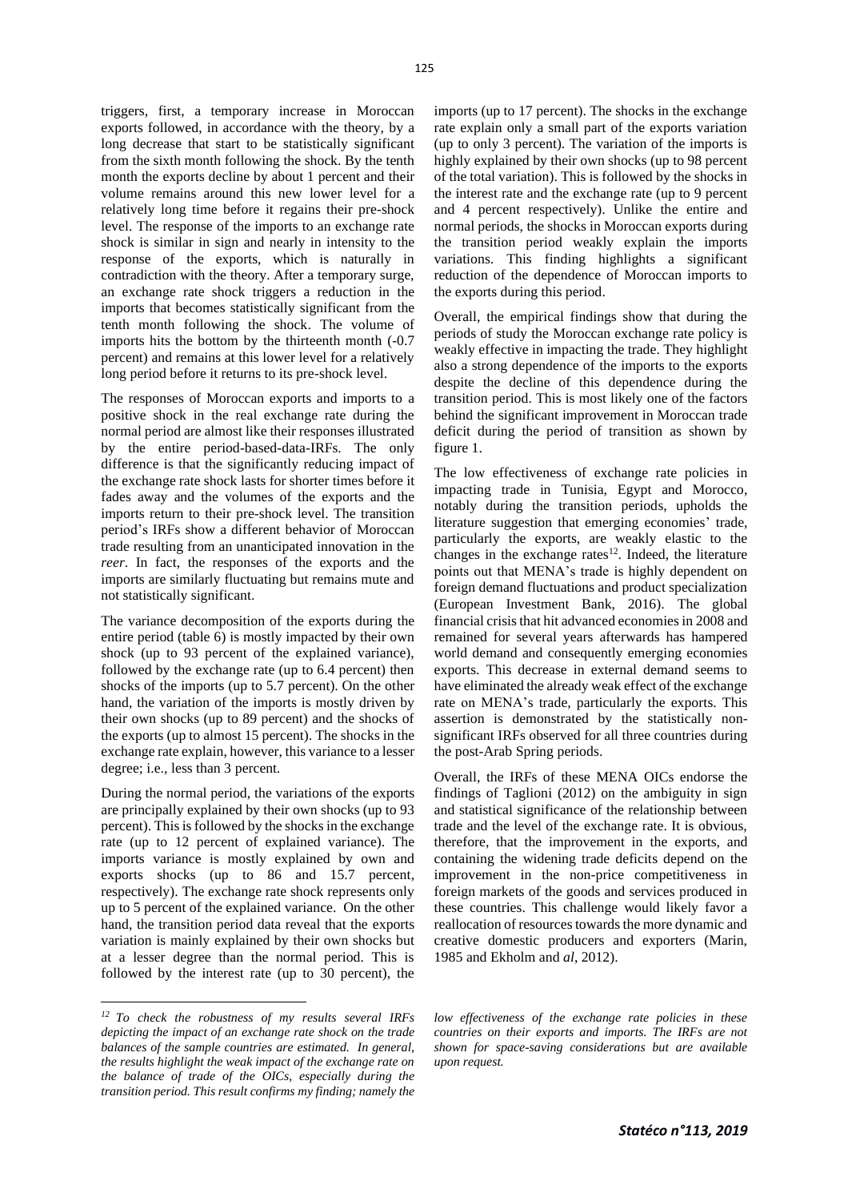triggers, first, a temporary increase in Moroccan exports followed, in accordance with the theory, by a long decrease that start to be statistically significant from the sixth month following the shock. By the tenth month the exports decline by about 1 percent and their volume remains around this new lower level for a relatively long time before it regains their pre-shock level. The response of the imports to an exchange rate shock is similar in sign and nearly in intensity to the response of the exports, which is naturally in contradiction with the theory. After a temporary surge, an exchange rate shock triggers a reduction in the imports that becomes statistically significant from the tenth month following the shock. The volume of imports hits the bottom by the thirteenth month (-0.7 percent) and remains at this lower level for a relatively long period before it returns to its pre-shock level.

The responses of Moroccan exports and imports to a positive shock in the real exchange rate during the normal period are almost like their responses illustrated by the entire period-based-data-IRFs. The only difference is that the significantly reducing impact of the exchange rate shock lasts for shorter times before it fades away and the volumes of the exports and the imports return to their pre-shock level. The transition period's IRFs show a different behavior of Moroccan trade resulting from an unanticipated innovation in the *reer*. In fact, the responses of the exports and the imports are similarly fluctuating but remains mute and not statistically significant.

The variance decomposition of the exports during the entire period (table 6) is mostly impacted by their own shock (up to 93 percent of the explained variance), followed by the exchange rate (up to 6.4 percent) then shocks of the imports (up to 5.7 percent). On the other hand, the variation of the imports is mostly driven by their own shocks (up to 89 percent) and the shocks of the exports (up to almost 15 percent). The shocks in the exchange rate explain, however, this variance to a lesser degree; i.e., less than 3 percent.

During the normal period, the variations of the exports are principally explained by their own shocks (up to 93 percent). This is followed by the shocks in the exchange rate (up to 12 percent of explained variance). The imports variance is mostly explained by own and exports shocks (up to 86 and 15.7 percent, respectively). The exchange rate shock represents only up to 5 percent of the explained variance. On the other hand, the transition period data reveal that the exports variation is mainly explained by their own shocks but at a lesser degree than the normal period. This is followed by the interest rate (up to 30 percent), the imports (up to 17 percent). The shocks in the exchange rate explain only a small part of the exports variation (up to only 3 percent). The variation of the imports is highly explained by their own shocks (up to 98 percent of the total variation). This is followed by the shocks in the interest rate and the exchange rate (up to 9 percent and 4 percent respectively). Unlike the entire and normal periods, the shocks in Moroccan exports during the transition period weakly explain the imports variations. This finding highlights a significant reduction of the dependence of Moroccan imports to the exports during this period.

Overall, the empirical findings show that during the periods of study the Moroccan exchange rate policy is weakly effective in impacting the trade. They highlight also a strong dependence of the imports to the exports despite the decline of this dependence during the transition period. This is most likely one of the factors behind the significant improvement in Moroccan trade deficit during the period of transition as shown by figure 1.

The low effectiveness of exchange rate policies in impacting trade in Tunisia, Egypt and Morocco, notably during the transition periods, upholds the literature suggestion that emerging economies' trade, particularly the exports, are weakly elastic to the changes in the exchange rates[12]. Indeed, the literature points out that MENA's trade is highly dependent on foreign demand fluctuations and product specialization (European Investment Bank, 2016). The global financial crisis that hit advanced economies in 2008 and remained for several years afterwards has hampered world demand and consequently emerging economies exports. This decrease in external demand seems to have eliminated the already weak effect of the exchange rate on MENA's trade, particularly the exports. This assertion is demonstrated by the statistically non-significant IRFs observed for all three countries during the post-Arab Spring periods.

Overall, the IRFs of these MENA OICs endorse the findings of Taglioni (2012) on the ambiguity in sign and statistical significance of the relationship between trade and the level of the exchange rate. It is obvious, therefore, that the improvement in the exports, and containing the widening trade deficits depend on the improvement in the non-price competitiveness in foreign markets of the goods and services produced in these countries. This challenge would likely favor a reallocation of resources towards the more dynamic and creative domestic producers and exporters (Marin, 1985 and Ekholm and *al*, 2012).

*[12] To check the robustness of my results several IRFs depicting the impact of an exchange rate shock on the trade balances of the sample countries are estimated. In general, the results highlight the weak impact of the exchange rate on the balance of trade of the OICs, especially during the transition period. This result confirms my finding; namely the low effectiveness of the exchange rate policies in these countries on their exports and imports. The IRFs are not shown for space-saving considerations but are available upon request.*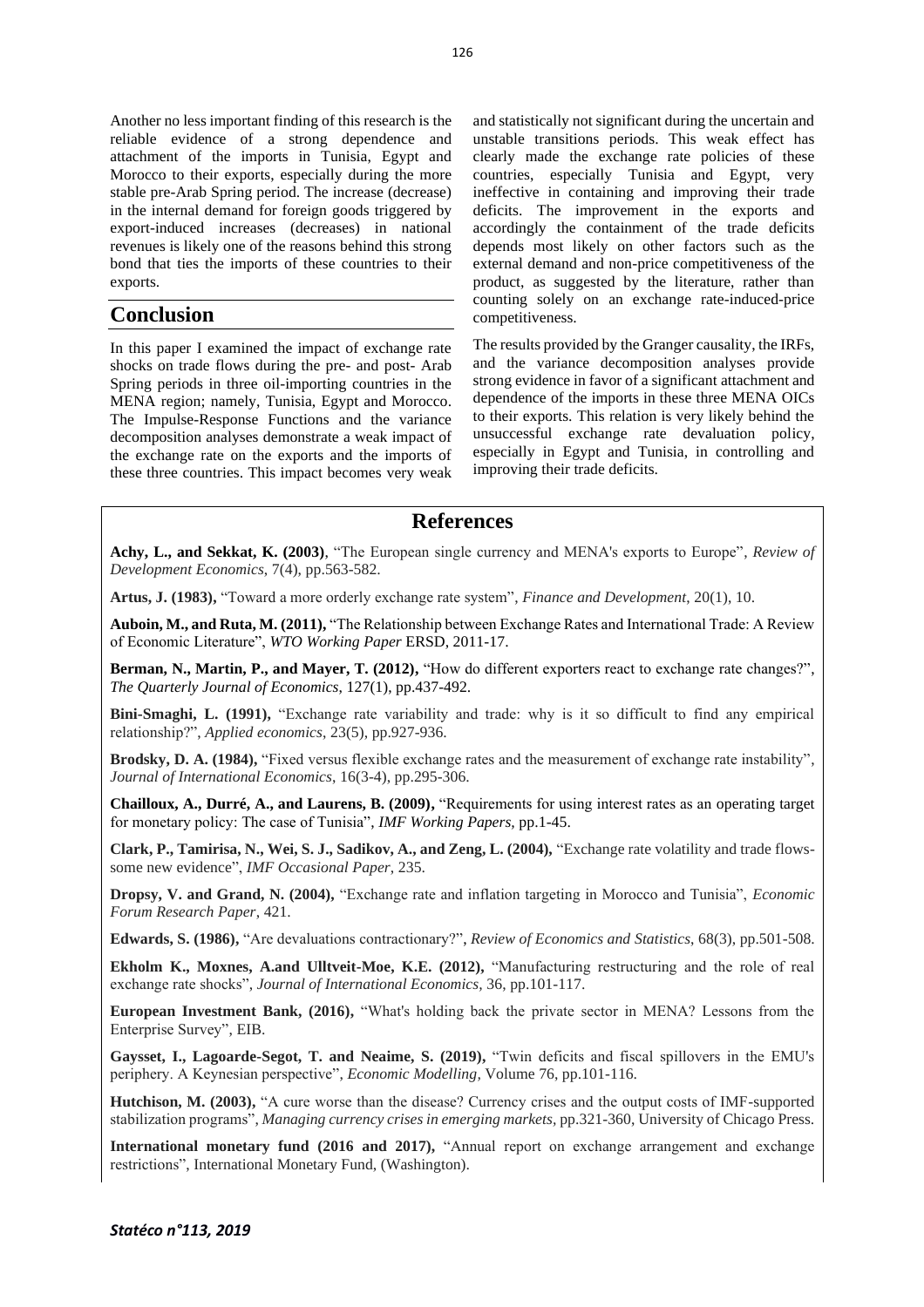Another no less important finding of this research is the reliable evidence of a strong dependence and attachment of the imports in Tunisia, Egypt and Morocco to their exports, especially during the more stable pre-Arab Spring period. The increase (decrease) in the internal demand for foreign goods triggered by export-induced increases (decreases) in national revenues is likely one of the reasons behind this strong bond that ties the imports of these countries to their exports.

## Conclusion

In this paper I examined the impact of exchange rate shocks on trade flows during the pre- and post- Arab Spring periods in three oil-importing countries in the MENA region; namely, Tunisia, Egypt and Morocco. The Impulse-Response Functions and the variance decomposition analyses demonstrate a weak impact of the exchange rate on the exports and the imports of these three countries. This impact becomes very weak and statistically not significant during the uncertain and unstable transitions periods. This weak effect has clearly made the exchange rate policies of these countries, especially Tunisia and Egypt, very ineffective in containing and improving their trade deficits. The improvement in the exports and accordingly the containment of the trade deficits depends most likely on other factors such as the external demand and non-price competitiveness of the product, as suggested by the literature, rather than counting solely on an exchange rate-induced-price competitiveness.

The results provided by the Granger causality, the IRFs, and the variance decomposition analyses provide strong evidence in favor of a significant attachment and dependence of the imports in these three MENA OICs to their exports. This relation is very likely behind the unsuccessful exchange rate devaluation policy, especially in Egypt and Tunisia, in controlling and improving their trade deficits.

## References

**Achy, L., and Sekkat, K. (2003)**, "The European single currency and MENA's exports to Europe", *Review of Development Economics*, 7(4), pp.563-582.

**Artus, J. (1983),** "Toward a more orderly exchange rate system", *Finance and Development*, 20(1), 10.

**Auboin, M., and Ruta, M. (2011),** "The Relationship between Exchange Rates and International Trade: A Review of Economic Literature", *WTO Working Paper* ERSD, 2011-17.

**Berman, N., Martin, P., and Mayer, T. (2012),** "How do different exporters react to exchange rate changes?", *The Quarterly Journal of Economics*, 127(1), pp.437-492.

**Bini-Smaghi, L. (1991),** "Exchange rate variability and trade: why is it so difficult to find any empirical relationship?", *Applied economics*, 23(5), pp.927-936.

**Brodsky, D. A. (1984),** "Fixed versus flexible exchange rates and the measurement of exchange rate instability", *Journal of International Economics*, 16(3-4), pp.295-306.

**Chailloux, A., Durré, A., and Laurens, B. (2009),** "Requirements for using interest rates as an operating target for monetary policy: The case of Tunisia", *IMF Working Papers*, pp.1-45.

**Clark, P., Tamirisa, N., Wei, S. J., Sadikov, A., and Zeng, L. (2004),** "Exchange rate volatility and trade flows-some new evidence", *IMF Occasional Paper*, 235.

**Dropsy, V. and Grand, N. (2004),** "Exchange rate and inflation targeting in Morocco and Tunisia", *Economic Forum Research Paper*, 421.

**Edwards, S. (1986),** "Are devaluations contractionary?", *Review of Economics and Statistics*, 68(3), pp.501-508.

**Ekholm K., Moxnes, A.and Ulltveit-Moe, K.E. (2012),** "Manufacturing restructuring and the role of real exchange rate shocks", *Journal of International Economics,* 36, pp.101-117.

**European Investment Bank, (2016),** "What's holding back the private sector in MENA? Lessons from the Enterprise Survey", EIB.

**Gaysset, I., Lagoarde-Segot, T. and Neaime, S. (2019),** "Twin deficits and fiscal spillovers in the EMU's periphery. A Keynesian perspective", *Economic Modelling,* Volume 76, pp.101-116.

**Hutchison, M. (2003),** "A cure worse than the disease? Currency crises and the output costs of IMF-supported stabilization programs", *Managing currency crises in emerging markets,* pp.321-360, University of Chicago Press.

**International monetary fund (2016 and 2017),** "Annual report on exchange arrangement and exchange restrictions", International Monetary Fund, (Washington).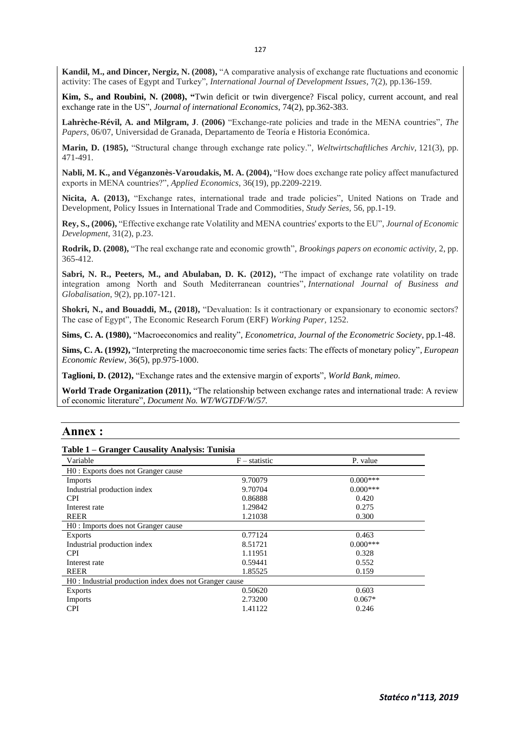**Kandil, M., and Dincer, Nergiz, N. (2008),** "A comparative analysis of exchange rate fluctuations and economic activity: The cases of Egypt and Turkey", *International Journal of Development Issues*, 7(2), pp.136-159.

**Kim, S., and Roubini, N. (2008), "**Twin deficit or twin divergence? Fiscal policy, current account, and real exchange rate in the US", *Journal of international Economics*, 74(2), pp.362-383.

**Lahrèche-Révil, A. and Milgram, J**. **(2006)** "Exchange-rate policies and trade in the MENA countries", *The Papers*, 06/07, Universidad de Granada, Departamento de Teoría e Historia Económica.

**Marin, D. (1985),** "Structural change through exchange rate policy.", *Weltwirtschaftliches Archiv*, 121(3), pp. 471-491.

**Nabli, M. K., and Véganzonès-Varoudakis, M. A. (2004),** "How does exchange rate policy affect manufactured exports in MENA countries?", *Applied Economics*, 36(19), pp.2209-2219.

**Nicita, A. (2013),** "Exchange rates, international trade and trade policies", United Nations on Trade and Development, Policy Issues in International Trade and Commodities, *Study Series*, 56, pp.1-19.

**Rey, S., (2006),** "Effective exchange rate Volatility and MENA countries' exports to the EU", *Journal of Economic Development*, 31(2), p.23.

**Rodrik, D. (2008),** "The real exchange rate and economic growth", *Brookings papers on economic activity*, 2, pp. 365-412.

**Sabri, N. R., Peeters, M., and Abulaban, D. K. (2012),** "The impact of exchange rate volatility on trade integration among North and South Mediterranean countries", *International Journal of Business and Globalisation*, 9(2), pp.107-121.

**Shokri, N., and Bouaddi, M., (2018),** "Devaluation: Is it contractionary or expansionary to economic sectors? The case of Egypt", The Economic Research Forum (ERF) *Working Paper*, 1252.

**Sims, C. A. (1980),** "Macroeconomics and reality", *Econometrica, Journal of the Econometric Society*, pp.1-48.

**Sims, C. A. (1992),** "Interpreting the macroeconomic time series facts: The effects of monetary policy", *European Economic Review*, 36(5), pp.975-1000.

**Taglioni, D. (2012),** "Exchange rates and the extensive margin of exports", *World Bank, mimeo*.

**World Trade Organization (2011),** "The relationship between exchange rates and international trade: A review of economic literature", *Document No. WT/WGTDF/W/57.*

## Annex :

**Table 1 – Granger Causality Analysis: Tunisia**

| Variable | F – statistic | P. value |
|---|---|---|
| H0 : Exports does not Granger cause | | |
| Imports | 9.70079 | 0.000*** |
| Industrial production index | 9.70704 | 0.000*** |
| CPI | 0.86888 | 0.420 |
| Interest rate | 1.29842 | 0.275 |
| REER | 1.21038 | 0.300 |
| H0 : Imports does not Granger cause | | |
| Exports | 0.77124 | 0.463 |
| Industrial production index | 8.51721 | 0.000*** |
| CPI | 1.11951 | 0.328 |
| Interest rate | 0.59441 | 0.552 |
| REER | 1.85525 | 0.159 |
| H0 : Industrial production index does not Granger cause | | |
| Exports | 0.50620 | 0.603 |
| Imports | 2.73200 | 0.067* |
| CPI | 1.41122 | 0.246 |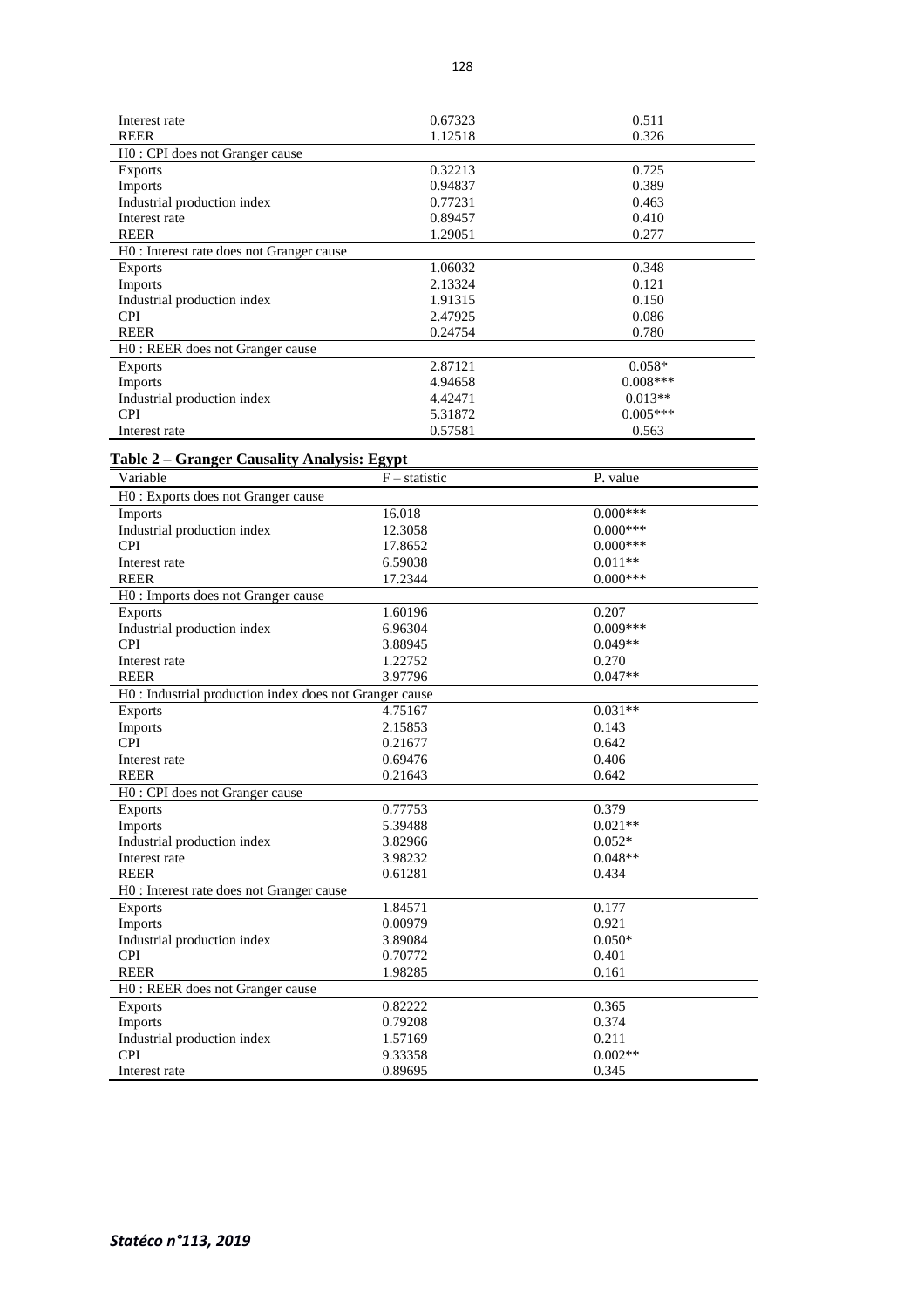| | | |
|---|---|---|
| Interest rate | 0.67323 | 0.511 |
| REER | 1.12518 | 0.326 |
| H0 : CPI does not Granger cause | | |
| Exports | 0.32213 | 0.725 |
| Imports | 0.94837 | 0.389 |
| Industrial production index | 0.77231 | 0.463 |
| Interest rate | 0.89457 | 0.410 |
| REER | 1.29051 | 0.277 |
| H0 : Interest rate does not Granger cause | | |
| Exports | 1.06032 | 0.348 |
| Imports | 2.13324 | 0.121 |
| Industrial production index | 1.91315 | 0.150 |
| CPI | 2.47925 | 0.086 |
| REER | 0.24754 | 0.780 |
| H0 : REER does not Granger cause | | |
| Exports | 2.87121 | 0.058* |
| Imports | 4.94658 | 0.008*** |
| Industrial production index | 4.42471 | 0.013** |
| CPI | 5.31872 | 0.005*** |
| Interest rate | 0.57581 | 0.563 |

**Table 2 – Granger Causality Analysis: Egypt**

| Variable | F – statistic | P. value |
|---|---|---|
| H0 : Exports does not Granger cause | | |
| Imports | 16.018 | 0.000*** |
| Industrial production index | 12.3058 | 0.000*** |
| CPI | 17.8652 | 0.000*** |
| Interest rate | 6.59038 | 0.011** |
| REER | 17.2344 | 0.000*** |
| H0 : Imports does not Granger cause | | |
| Exports | 1.60196 | 0.207 |
| Industrial production index | 6.96304 | 0.009*** |
| CPI | 3.88945 | 0.049** |
| Interest rate | 1.22752 | 0.270 |
| REER | 3.97796 | 0.047** |
| H0 : Industrial production index does not Granger cause | | |
| Exports | 4.75167 | 0.031** |
| Imports | 2.15853 | 0.143 |
| CPI | 0.21677 | 0.642 |
| Interest rate | 0.69476 | 0.406 |
| REER | 0.21643 | 0.642 |
| H0 : CPI does not Granger cause | | |
| Exports | 0.77753 | 0.379 |
| Imports | 5.39488 | 0.021** |
| Industrial production index | 3.82966 | 0.052* |
| Interest rate | 3.98232 | 0.048** |
| REER | 0.61281 | 0.434 |
| H0 : Interest rate does not Granger cause | | |
| Exports | 1.84571 | 0.177 |
| Imports | 0.00979 | 0.921 |
| Industrial production index | 3.89084 | 0.050* |
| CPI | 0.70772 | 0.401 |
| REER | 1.98285 | 0.161 |
| H0 : REER does not Granger cause | | |
| Exports | 0.82222 | 0.365 |
| Imports | 0.79208 | 0.374 |
| Industrial production index | 1.57169 | 0.211 |
| CPI | 9.33358 | 0.002** |
| Interest rate | 0.89695 | 0.345 |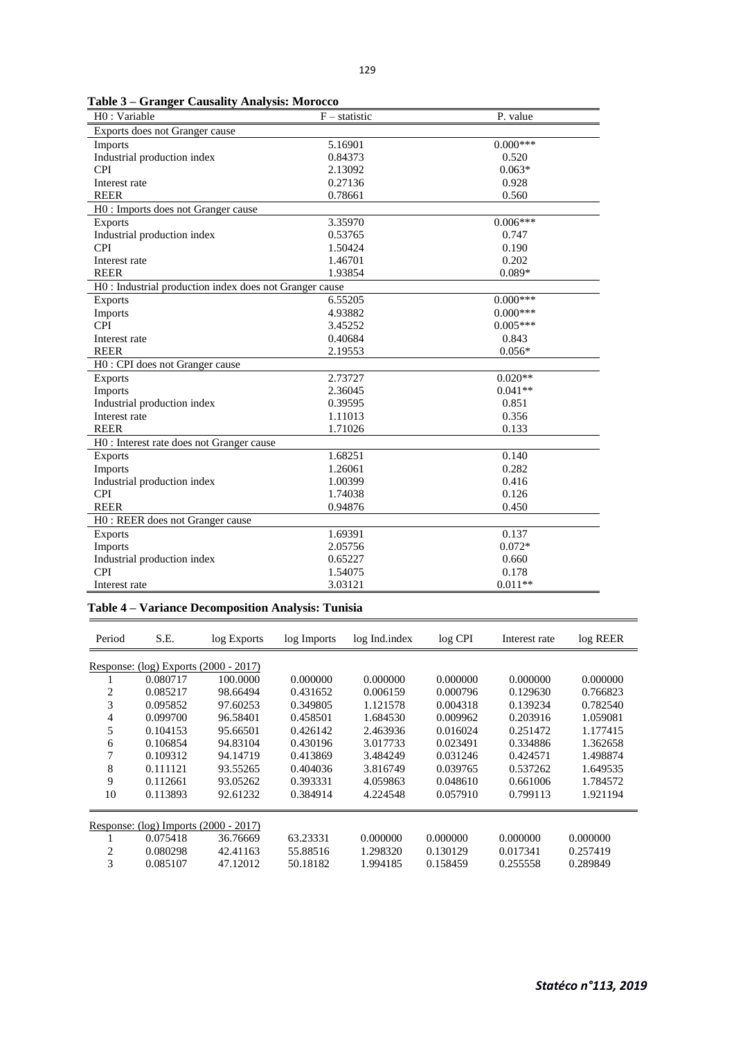**Table 3 – Granger Causality Analysis: Morocco**

| H0 : Variable | F – statistic | P. value |
|---|---|---|
| Exports does not Granger cause | | |
| Imports | 5.16901 | 0.000*** |
| Industrial production index | 0.84373 | 0.520 |
| CPI | 2.13092 | 0.063* |
| Interest rate | 0.27136 | 0.928 |
| REER | 0.78661 | 0.560 |
| H0 : Imports does not Granger cause | | |
| Exports | 3.35970 | 0.006*** |
| Industrial production index | 0.53765 | 0.747 |
| CPI | 1.50424 | 0.190 |
| Interest rate | 1.46701 | 0.202 |
| REER | 1.93854 | 0.089* |
| H0 : Industrial production index does not Granger cause | | |
| Exports | 6.55205 | 0.000*** |
| Imports | 4.93882 | 0.000*** |
| CPI | 3.45252 | 0.005*** |
| Interest rate | 0.40684 | 0.843 |
| REER | 2.19553 | 0.056* |
| H0 : CPI does not Granger cause | | |
| Exports | 2.73727 | 0.020** |
| Imports | 2.36045 | 0.041** |
| Industrial production index | 0.39595 | 0.851 |
| Interest rate | 1.11013 | 0.356 |
| REER | 1.71026 | 0.133 |
| H0 : Interest rate does not Granger cause | | |
| Exports | 1.68251 | 0.140 |
| Imports | 1.26061 | 0.282 |
| Industrial production index | 1.00399 | 0.416 |
| CPI | 1.74038 | 0.126 |
| REER | 0.94876 | 0.450 |
| H0 : REER does not Granger cause | | |
| Exports | 1.69391 | 0.137 |
| Imports | 2.05756 | 0.072* |
| Industrial production index | 0.65227 | 0.660 |
| CPI | 1.54075 | 0.178 |
| Interest rate | 3.03121 | 0.011** |

**Table 4 – Variance Decomposition Analysis: Tunisia**

| Period | S.E. | log Exports | log Imports | log Ind.index | log CPI | Interest rate | log REER |
|---|---|---|---|---|---|---|---|
| Response: (log) Exports (2000 - 2017) | | | | | | | |
| 1 | 0.080717 | 100.0000 | 0.000000 | 0.000000 | 0.000000 | 0.000000 | 0.000000 |
| 2 | 0.085217 | 98.66494 | 0.431652 | 0.006159 | 0.000796 | 0.129630 | 0.766823 |
| 3 | 0.095852 | 97.60253 | 0.349805 | 1.121578 | 0.004318 | 0.139234 | 0.782540 |
| 4 | 0.099700 | 96.58401 | 0.458501 | 1.684530 | 0.009962 | 0.203916 | 1.059081 |
| 5 | 0.104153 | 95.66501 | 0.426142 | 2.463936 | 0.016024 | 0.251472 | 1.177415 |
| 6 | 0.106854 | 94.83104 | 0.430196 | 3.017733 | 0.023491 | 0.334886 | 1.362658 |
| 7 | 0.109312 | 94.14719 | 0.413869 | 3.484249 | 0.031246 | 0.424571 | 1.498874 |
| 8 | 0.111121 | 93.55265 | 0.404036 | 3.816749 | 0.039765 | 0.537262 | 1.649535 |
| 9 | 0.112661 | 93.05262 | 0.393331 | 4.059863 | 0.048610 | 0.661006 | 1.784572 |
| 10 | 0.113893 | 92.61232 | 0.384914 | 4.224548 | 0.057910 | 0.799113 | 1.921194 |
| Response: (log) Imports (2000 - 2017) | | | | | | | |
| 1 | 0.075418 | 36.76669 | 63.23331 | 0.000000 | 0.000000 | 0.000000 | 0.000000 |
| 2 | 0.080298 | 42.41163 | 55.88516 | 1.298320 | 0.130129 | 0.017341 | 0.257419 |
| 3 | 0.085107 | 47.12012 | 50.18182 | 1.994185 | 0.158459 | 0.255558 | 0.289849 |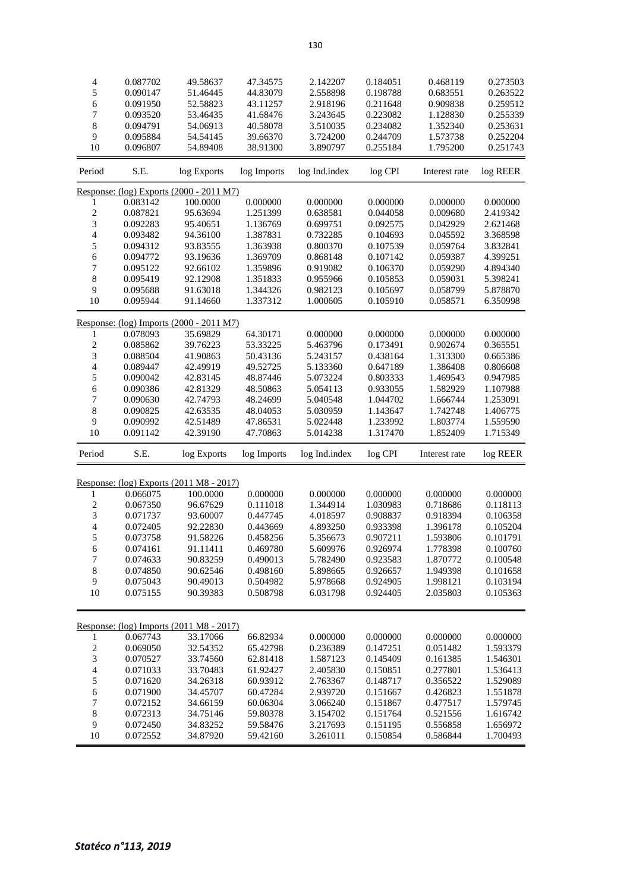| Period | S.E. | log Exports | log Imports | log Ind.index | log CPI | Interest rate | log REER |
|---|---|---|---|---|---|---|---|
| 4 | 0.087702 | 49.58637 | 47.34575 | 2.142207 | 0.184051 | 0.468119 | 0.273503 |
| 5 | 0.090147 | 51.46445 | 44.83079 | 2.558898 | 0.198788 | 0.683551 | 0.263522 |
| 6 | 0.091950 | 52.58823 | 43.11257 | 2.918196 | 0.211648 | 0.909838 | 0.259512 |
| 7 | 0.093520 | 53.46435 | 41.68476 | 3.243645 | 0.223082 | 1.128830 | 0.255339 |
| 8 | 0.094791 | 54.06913 | 40.58078 | 3.510035 | 0.234082 | 1.352340 | 0.253631 |
| 9 | 0.095884 | 54.54145 | 39.66370 | 3.724200 | 0.244709 | 1.573738 | 0.252204 |
| 10 | 0.096807 | 54.89408 | 38.91300 | 3.890797 | 0.255184 | 1.795200 | 0.251743 |

| Period | S.E. | log Exports | log Imports | log Ind.index | log CPI | Interest rate | log REER |
|---|---|---|---|---|---|---|---|
| Response: (log) Exports (2000 - 2011 M7) | | | | | | | |
| 1 | 0.083142 | 100.0000 | 0.000000 | 0.000000 | 0.000000 | 0.000000 | 0.000000 |
| 2 | 0.087821 | 95.63694 | 1.251399 | 0.638581 | 0.044058 | 0.009680 | 2.419342 |
| 3 | 0.092283 | 95.40651 | 1.136769 | 0.699751 | 0.092575 | 0.042929 | 2.621468 |
| 4 | 0.093482 | 94.36100 | 1.387831 | 0.732285 | 0.104693 | 0.045592 | 3.368598 |
| 5 | 0.094312 | 93.83555 | 1.363938 | 0.800370 | 0.107539 | 0.059764 | 3.832841 |
| 6 | 0.094772 | 93.19636 | 1.369709 | 0.868148 | 0.107142 | 0.059387 | 4.399251 |
| 7 | 0.095122 | 92.66102 | 1.359896 | 0.919082 | 0.106370 | 0.059290 | 4.894340 |
| 8 | 0.095419 | 92.12908 | 1.351833 | 0.955966 | 0.105853 | 0.059031 | 5.398241 |
| 9 | 0.095688 | 91.63018 | 1.344326 | 0.982123 | 0.105697 | 0.058799 | 5.878870 |
| 10 | 0.095944 | 91.14660 | 1.337312 | 1.000605 | 0.105910 | 0.058571 | 6.350998 |
| Response: (log) Imports (2000 - 2011 M7) | | | | | | | |
| 1 | 0.078093 | 35.69829 | 64.30171 | 0.000000 | 0.000000 | 0.000000 | 0.000000 |
| 2 | 0.085862 | 39.76223 | 53.33225 | 5.463796 | 0.173491 | 0.902674 | 0.365551 |
| 3 | 0.088504 | 41.90863 | 50.43136 | 5.243157 | 0.438164 | 1.313300 | 0.665386 |
| 4 | 0.089447 | 42.49919 | 49.52725 | 5.133360 | 0.647189 | 1.386408 | 0.806608 |
| 5 | 0.090042 | 42.83145 | 48.87446 | 5.073224 | 0.803333 | 1.469543 | 0.947985 |
| 6 | 0.090386 | 42.81329 | 48.50863 | 5.054113 | 0.933055 | 1.582929 | 1.107988 |
| 7 | 0.090630 | 42.74793 | 48.24699 | 5.040548 | 1.044702 | 1.666744 | 1.253091 |
| 8 | 0.090825 | 42.63535 | 48.04053 | 5.030959 | 1.143647 | 1.742748 | 1.406775 |
| 9 | 0.090992 | 42.51489 | 47.86531 | 5.022448 | 1.233992 | 1.803774 | 1.559590 |
| 10 | 0.091142 | 42.39190 | 47.70863 | 5.014238 | 1.317470 | 1.852409 | 1.715349 |

| Period | S.E. | log Exports | log Imports | log Ind.index | log CPI | Interest rate | log REER |
|---|---|---|---|---|---|---|---|
| Response: (log) Exports (2011 M8 - 2017) | | | | | | | |
| 1 | 0.066075 | 100.0000 | 0.000000 | 0.000000 | 0.000000 | 0.000000 | 0.000000 |
| 2 | 0.067350 | 96.67629 | 0.111018 | 1.344914 | 1.030983 | 0.718686 | 0.118113 |
| 3 | 0.071737 | 93.60007 | 0.447745 | 4.018597 | 0.908837 | 0.918394 | 0.106358 |
| 4 | 0.072405 | 92.22830 | 0.443669 | 4.893250 | 0.933398 | 1.396178 | 0.105204 |
| 5 | 0.073758 | 91.58226 | 0.458256 | 5.356673 | 0.907211 | 1.593806 | 0.101791 |
| 6 | 0.074161 | 91.11411 | 0.469780 | 5.609976 | 0.926974 | 1.778398 | 0.100760 |
| 7 | 0.074633 | 90.83259 | 0.490013 | 5.782490 | 0.923583 | 1.870772 | 0.100548 |
| 8 | 0.074850 | 90.62546 | 0.498160 | 5.898665 | 0.926657 | 1.949398 | 0.101658 |
| 9 | 0.075043 | 90.49013 | 0.504982 | 5.978668 | 0.924905 | 1.998121 | 0.103194 |
| 10 | 0.075155 | 90.39383 | 0.508798 | 6.031798 | 0.924405 | 2.035803 | 0.105363 |
| Response: (log) Imports (2011 M8 - 2017) | | | | | | | |
| 1 | 0.067743 | 33.17066 | 66.82934 | 0.000000 | 0.000000 | 0.000000 | 0.000000 |
| 2 | 0.069050 | 32.54352 | 65.42798 | 0.236389 | 0.147251 | 0.051482 | 1.593379 |
| 3 | 0.070527 | 33.74560 | 62.81418 | 1.587123 | 0.145409 | 0.161385 | 1.546301 |
| 4 | 0.071033 | 33.70483 | 61.92427 | 2.405830 | 0.150851 | 0.277801 | 1.536413 |
| 5 | 0.071620 | 34.26318 | 60.93912 | 2.763367 | 0.148717 | 0.356522 | 1.529089 |
| 6 | 0.071900 | 34.45707 | 60.47284 | 2.939720 | 0.151667 | 0.426823 | 1.551878 |
| 7 | 0.072152 | 34.66159 | 60.06304 | 3.066240 | 0.151867 | 0.477517 | 1.579745 |
| 8 | 0.072313 | 34.75146 | 59.80378 | 3.154702 | 0.151764 | 0.521556 | 1.616742 |
| 9 | 0.072450 | 34.83252 | 59.58476 | 3.217693 | 0.151195 | 0.556858 | 1.656972 |
| 10 | 0.072552 | 34.87920 | 59.42160 | 3.261011 | 0.150854 | 0.586844 | 1.700493 |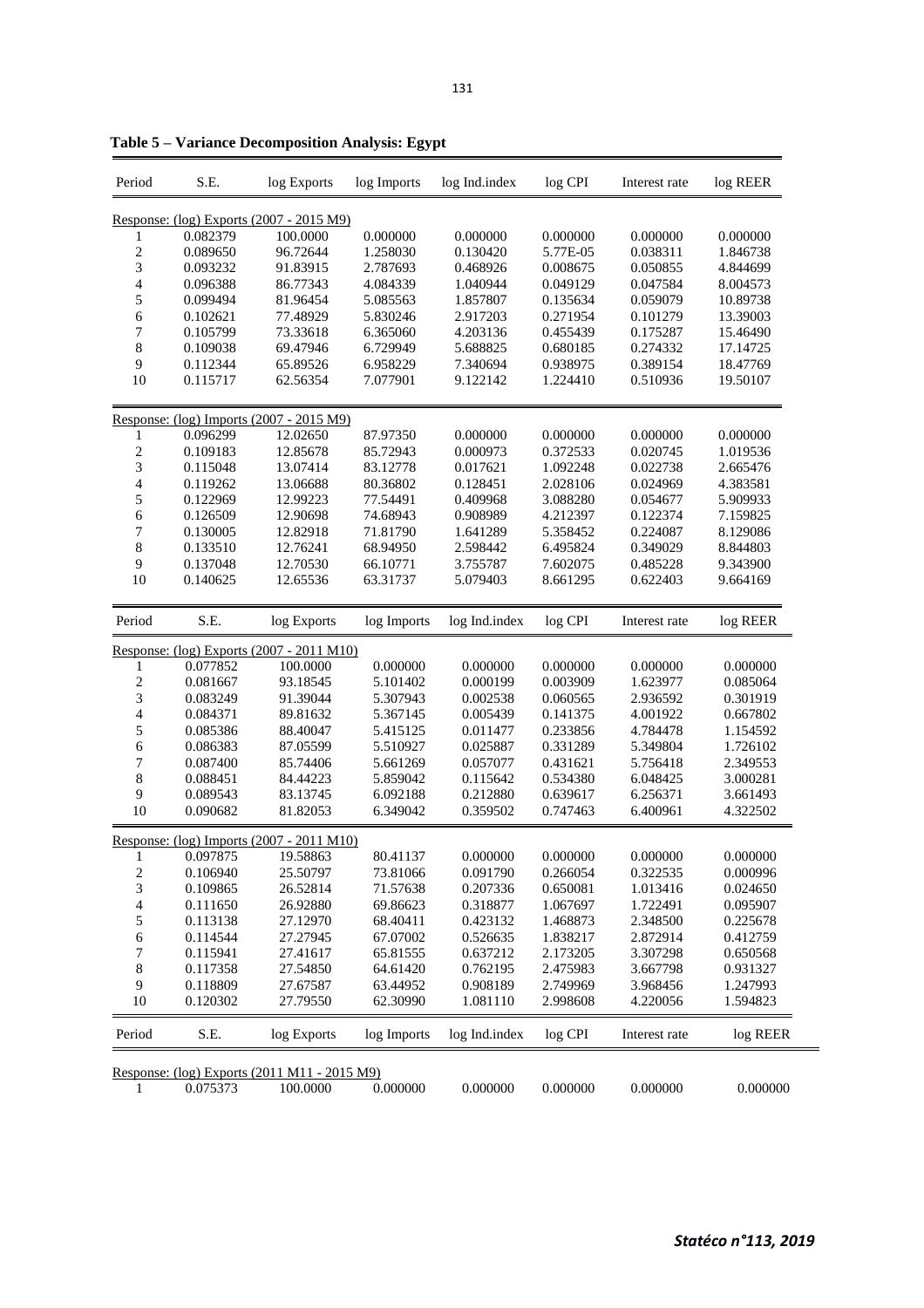**Table 5 – Variance Decomposition Analysis: Egypt**

| Period | S.E. | log Exports | log Imports | log Ind.index | log CPI | Interest rate | log REER |
|---|---|---|---|---|---|---|---|
| Response: (log) Exports (2007 - 2015 M9) | | | | | | | |
| 1 | 0.082379 | 100.0000 | 0.000000 | 0.000000 | 0.000000 | 0.000000 | 0.000000 |
| 2 | 0.089650 | 96.72644 | 1.258030 | 0.130420 | 5.77E-05 | 0.038311 | 1.846738 |
| 3 | 0.093232 | 91.83915 | 2.787693 | 0.468926 | 0.008675 | 0.050855 | 4.844699 |
| 4 | 0.096388 | 86.77343 | 4.084339 | 1.040944 | 0.049129 | 0.047584 | 8.004573 |
| 5 | 0.099494 | 81.96454 | 5.085563 | 1.857807 | 0.135634 | 0.059079 | 10.89738 |
| 6 | 0.102621 | 77.48929 | 5.830246 | 2.917203 | 0.271954 | 0.101279 | 13.39003 |
| 7 | 0.105799 | 73.33618 | 6.365060 | 4.203136 | 0.455439 | 0.175287 | 15.46490 |
| 8 | 0.109038 | 69.47946 | 6.729949 | 5.688825 | 0.680185 | 0.274332 | 17.14725 |
| 9 | 0.112344 | 65.89526 | 6.958229 | 7.340694 | 0.938975 | 0.389154 | 18.47769 |
| 10 | 0.115717 | 62.56354 | 7.077901 | 9.122142 | 1.224410 | 0.510936 | 19.50107 |
| Response: (log) Imports (2007 - 2015 M9) | | | | | | | |
| 1 | 0.096299 | 12.02650 | 87.97350 | 0.000000 | 0.000000 | 0.000000 | 0.000000 |
| 2 | 0.109183 | 12.85678 | 85.72943 | 0.000973 | 0.372533 | 0.020745 | 1.019536 |
| 3 | 0.115048 | 13.07414 | 83.12778 | 0.017621 | 1.092248 | 0.022738 | 2.665476 |
| 4 | 0.119262 | 13.06688 | 80.36802 | 0.128451 | 2.028106 | 0.024969 | 4.383581 |
| 5 | 0.122969 | 12.99223 | 77.54491 | 0.409968 | 3.088280 | 0.054677 | 5.909933 |
| 6 | 0.126509 | 12.90698 | 74.68943 | 0.908989 | 4.212397 | 0.122374 | 7.159825 |
| 7 | 0.130005 | 12.82918 | 71.81790 | 1.641289 | 5.358452 | 0.224087 | 8.129086 |
| 8 | 0.133510 | 12.76241 | 68.94950 | 2.598442 | 6.495824 | 0.349029 | 8.844803 |
| 9 | 0.137048 | 12.70530 | 66.10771 | 3.755787 | 7.602075 | 0.485228 | 9.343900 |
| 10 | 0.140625 | 12.65536 | 63.31737 | 5.079403 | 8.661295 | 0.622403 | 9.664169 |

| Period | S.E. | log Exports | log Imports | log Ind.index | log CPI | Interest rate | log REER |
|---|---|---|---|---|---|---|---|
| Response: (log) Exports (2007 - 2011 M10) | | | | | | | |
| 1 | 0.077852 | 100.0000 | 0.000000 | 0.000000 | 0.000000 | 0.000000 | 0.000000 |
| 2 | 0.081667 | 93.18545 | 5.101402 | 0.000199 | 0.003909 | 1.623977 | 0.085064 |
| 3 | 0.083249 | 91.39044 | 5.307943 | 0.002538 | 0.060565 | 2.936592 | 0.301919 |
| 4 | 0.084371 | 89.81632 | 5.367145 | 0.005439 | 0.141375 | 4.001922 | 0.667802 |
| 5 | 0.085386 | 88.40047 | 5.415125 | 0.011477 | 0.233856 | 4.784478 | 1.154592 |
| 6 | 0.086383 | 87.05599 | 5.510927 | 0.025887 | 0.331289 | 5.349804 | 1.726102 |
| 7 | 0.087400 | 85.74406 | 5.661269 | 0.057077 | 0.431621 | 5.756418 | 2.349553 |
| 8 | 0.088451 | 84.44223 | 5.859042 | 0.115642 | 0.534380 | 6.048425 | 3.000281 |
| 9 | 0.089543 | 83.13745 | 6.092188 | 0.212880 | 0.639617 | 6.256371 | 3.661493 |
| 10 | 0.090682 | 81.82053 | 6.349042 | 0.359502 | 0.747463 | 6.400961 | 4.322502 |
| Response: (log) Imports (2007 - 2011 M10) | | | | | | | |
| 1 | 0.097875 | 19.58863 | 80.41137 | 0.000000 | 0.000000 | 0.000000 | 0.000000 |
| 2 | 0.106940 | 25.50797 | 73.81066 | 0.091790 | 0.266054 | 0.322535 | 0.000996 |
| 3 | 0.109865 | 26.52814 | 71.57638 | 0.207336 | 0.650081 | 1.013416 | 0.024650 |
| 4 | 0.111650 | 26.92880 | 69.86623 | 0.318877 | 1.067697 | 1.722491 | 0.095907 |
| 5 | 0.113138 | 27.12970 | 68.40411 | 0.423132 | 1.468873 | 2.348500 | 0.225678 |
| 6 | 0.114544 | 27.27945 | 67.07002 | 0.526635 | 1.838217 | 2.872914 | 0.412759 |
| 7 | 0.115941 | 27.41617 | 65.81555 | 0.637212 | 2.173205 | 3.307298 | 0.650568 |
| 8 | 0.117358 | 27.54850 | 64.61420 | 0.762195 | 2.475983 | 3.667798 | 0.931327 |
| 9 | 0.118809 | 27.67587 | 63.44952 | 0.908189 | 2.749969 | 3.968456 | 1.247993 |
| 10 | 0.120302 | 27.79550 | 62.30990 | 1.081110 | 2.998608 | 4.220056 | 1.594823 |

| Period | S.E. | log Exports | log Imports | log Ind.index | log CPI | Interest rate | log REER |
|---|---|---|---|---|---|---|---|
| Response: (log) Exports (2011 M11 - 2015 M9) | | | | | | | |
| 1 | 0.075373 | 100.0000 | 0.000000 | 0.000000 | 0.000000 | 0.000000 | 0.000000 |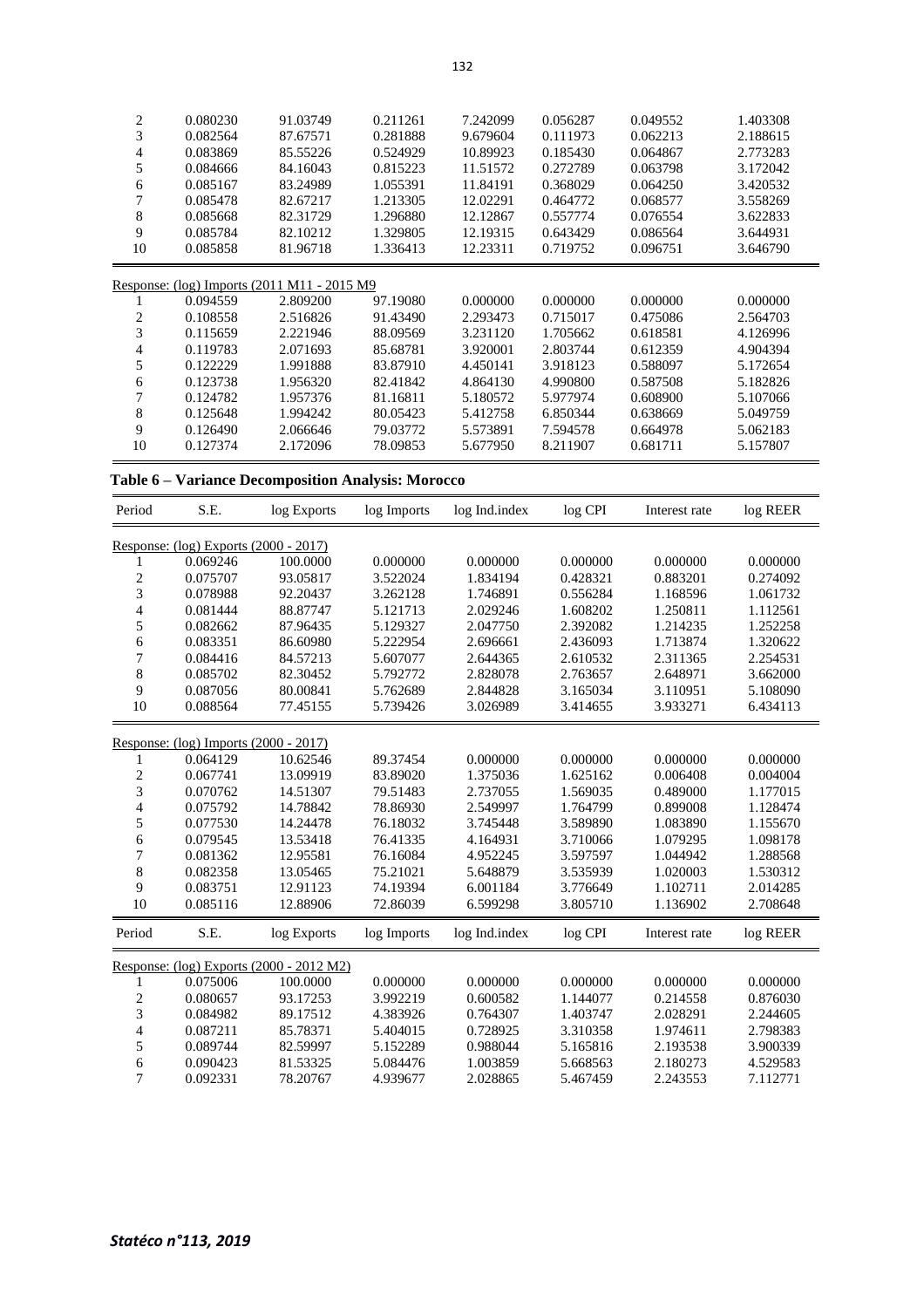| | | | | | | | |
|---|---|---|---|---|---|---|---|
| 2 | 0.080230 | 91.03749 | 0.211261 | 7.242099 | 0.056287 | 0.049552 | 1.403308 |
| 3 | 0.082564 | 87.67571 | 0.281888 | 9.679604 | 0.111973 | 0.062213 | 2.188615 |
| 4 | 0.083869 | 85.55226 | 0.524929 | 10.89923 | 0.185430 | 0.064867 | 2.773283 |
| 5 | 0.084666 | 84.16043 | 0.815223 | 11.51572 | 0.272789 | 0.063798 | 3.172042 |
| 6 | 0.085167 | 83.24989 | 1.055391 | 11.84191 | 0.368029 | 0.064250 | 3.420532 |
| 7 | 0.085478 | 82.67217 | 1.213305 | 12.02291 | 0.464772 | 0.068577 | 3.558269 |
| 8 | 0.085668 | 82.31729 | 1.296880 | 12.12867 | 0.557774 | 0.076554 | 3.622833 |
| 9 | 0.085784 | 82.10212 | 1.329805 | 12.19315 | 0.643429 | 0.086564 | 3.644931 |
| 10 | 0.085858 | 81.96718 | 1.336413 | 12.23311 | 0.719752 | 0.096751 | 3.646790 |
| Response: (log) Imports (2011 M11 - 2015 M9 | | | | | | | |
| 1 | 0.094559 | 2.809200 | 97.19080 | 0.000000 | 0.000000 | 0.000000 | 0.000000 |
| 2 | 0.108558 | 2.516826 | 91.43490 | 2.293473 | 0.715017 | 0.475086 | 2.564703 |
| 3 | 0.115659 | 2.221946 | 88.09569 | 3.231120 | 1.705662 | 0.618581 | 4.126996 |
| 4 | 0.119783 | 2.071693 | 85.68781 | 3.920001 | 2.803744 | 0.612359 | 4.904394 |
| 5 | 0.122229 | 1.991888 | 83.87910 | 4.450141 | 3.918123 | 0.588097 | 5.172654 |
| 6 | 0.123738 | 1.956320 | 82.41842 | 4.864130 | 4.990800 | 0.587508 | 5.182826 |
| 7 | 0.124782 | 1.957376 | 81.16811 | 5.180572 | 5.977974 | 0.608900 | 5.107066 |
| 8 | 0.125648 | 1.994242 | 80.05423 | 5.412758 | 6.850344 | 0.638669 | 5.049759 |
| 9 | 0.126490 | 2.066646 | 79.03772 | 5.573891 | 7.594578 | 0.664978 | 5.062183 |
| 10 | 0.127374 | 2.172096 | 78.09853 | 5.677950 | 8.211907 | 0.681711 | 5.157807 |

**Table 6 – Variance Decomposition Analysis: Morocco**

| Period | S.E. | log Exports | log Imports | log Ind.index | log CPI | Interest rate | log REER |
|---|---|---|---|---|---|---|---|
| Response: (log) Exports (2000 - 2017) | | | | | | | |
| 1 | 0.069246 | 100.0000 | 0.000000 | 0.000000 | 0.000000 | 0.000000 | 0.000000 |
| 2 | 0.075707 | 93.05817 | 3.522024 | 1.834194 | 0.428321 | 0.883201 | 0.274092 |
| 3 | 0.078988 | 92.20437 | 3.262128 | 1.746891 | 0.556284 | 1.168596 | 1.061732 |
| 4 | 0.081444 | 88.87747 | 5.121713 | 2.029246 | 1.608202 | 1.250811 | 1.112561 |
| 5 | 0.082662 | 87.96435 | 5.129327 | 2.047750 | 2.392082 | 1.214235 | 1.252258 |
| 6 | 0.083351 | 86.60980 | 5.222954 | 2.696661 | 2.436093 | 1.713874 | 1.320622 |
| 7 | 0.084416 | 84.57213 | 5.607077 | 2.644365 | 2.610532 | 2.311365 | 2.254531 |
| 8 | 0.085702 | 82.30452 | 5.792772 | 2.828078 | 2.763657 | 2.648971 | 3.662000 |
| 9 | 0.087056 | 80.00841 | 5.762689 | 2.844828 | 3.165034 | 3.110951 | 5.108090 |
| 10 | 0.088564 | 77.45155 | 5.739426 | 3.026989 | 3.414655 | 3.933271 | 6.434113 |
| Response: (log) Imports (2000 - 2017) | | | | | | | |
| 1 | 0.064129 | 10.62546 | 89.37454 | 0.000000 | 0.000000 | 0.000000 | 0.000000 |
| 2 | 0.067741 | 13.09919 | 83.89020 | 1.375036 | 1.625162 | 0.006408 | 0.004004 |
| 3 | 0.070762 | 14.51307 | 79.51483 | 2.737055 | 1.569035 | 0.489000 | 1.177015 |
| 4 | 0.075792 | 14.78842 | 78.86930 | 2.549997 | 1.764799 | 0.899008 | 1.128474 |
| 5 | 0.077530 | 14.24478 | 76.18032 | 3.745448 | 3.589890 | 1.083890 | 1.155670 |
| 6 | 0.079545 | 13.53418 | 76.41335 | 4.164931 | 3.710066 | 1.079295 | 1.098178 |
| 7 | 0.081362 | 12.95581 | 76.16084 | 4.952245 | 3.597597 | 1.044942 | 1.288568 |
| 8 | 0.082358 | 13.05465 | 75.21021 | 5.648879 | 3.535939 | 1.020003 | 1.530312 |
| 9 | 0.083751 | 12.91123 | 74.19394 | 6.001184 | 3.776649 | 1.102711 | 2.014285 |
| 10 | 0.085116 | 12.88906 | 72.86039 | 6.599298 | 3.805710 | 1.136902 | 2.708648 |

| Period | S.E. | log Exports | log Imports | log Ind.index | log CPI | Interest rate | log REER |
|---|---|---|---|---|---|---|---|
| Response: (log) Exports (2000 - 2012 M2) | | | | | | | |
| 1 | 0.075006 | 100.0000 | 0.000000 | 0.000000 | 0.000000 | 0.000000 | 0.000000 |
| 2 | 0.080657 | 93.17253 | 3.992219 | 0.600582 | 1.144077 | 0.214558 | 0.876030 |
| 3 | 0.084982 | 89.17512 | 4.383926 | 0.764307 | 1.403747 | 2.028291 | 2.244605 |
| 4 | 0.087211 | 85.78371 | 5.404015 | 0.728925 | 3.310358 | 1.974611 | 2.798383 |
| 5 | 0.089744 | 82.59997 | 5.152289 | 0.988044 | 5.165816 | 2.193538 | 3.900339 |
| 6 | 0.090423 | 81.53325 | 5.084476 | 1.003859 | 5.668563 | 2.180273 | 4.529583 |
| 7 | 0.092331 | 78.20767 | 4.939677 | 2.028865 | 5.467459 | 2.243553 | 7.112771 |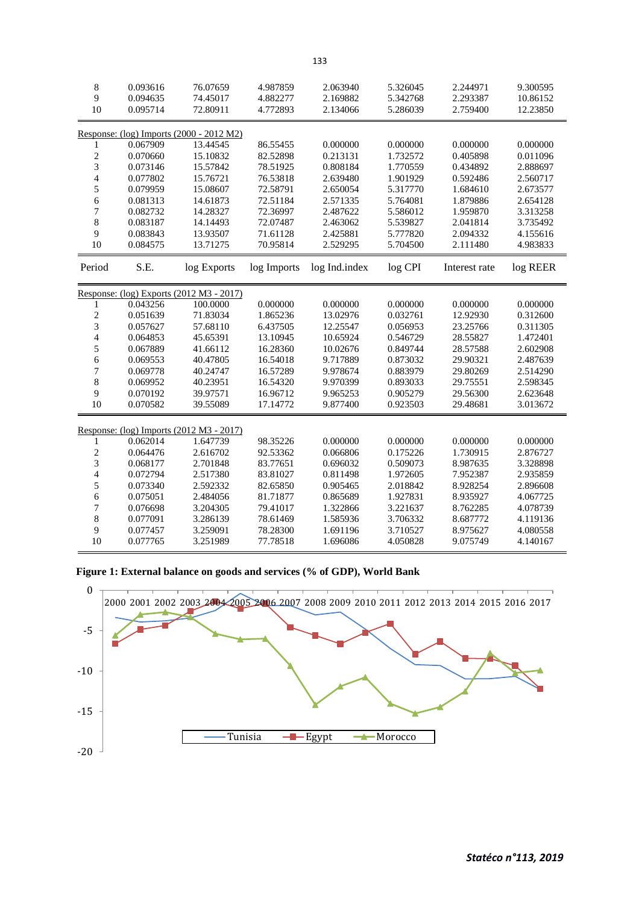| Period | S.E. | log Exports | log Imports | log Ind.index | log CPI | Interest rate | log REER |
|---|---|---|---|---|---|---|---|
| 8 | 0.093616 | 76.07659 | 4.987859 | 2.063940 | 5.326045 | 2.244971 | 9.300595 |
| 9 | 0.094635 | 74.45017 | 4.882277 | 2.169882 | 5.342768 | 2.293387 | 10.86152 |
| 10 | 0.095714 | 72.80911 | 4.772893 | 2.134066 | 5.286039 | 2.759400 | 12.23850 |
| Response: (log) Imports (2000 - 2012 M2) | | | | | | | |
| 1 | 0.067909 | 13.44545 | 86.55455 | 0.000000 | 0.000000 | 0.000000 | 0.000000 |
| 2 | 0.070660 | 15.10832 | 82.52898 | 0.213131 | 1.732572 | 0.405898 | 0.011096 |
| 3 | 0.073146 | 15.57842 | 78.51925 | 0.808184 | 1.770559 | 0.434892 | 2.888697 |
| 4 | 0.077802 | 15.76721 | 76.53818 | 2.639480 | 1.901929 | 0.592486 | 2.560717 |
| 5 | 0.079959 | 15.08607 | 72.58791 | 2.650054 | 5.317770 | 1.684610 | 2.673577 |
| 6 | 0.081313 | 14.61873 | 72.51184 | 2.571335 | 5.764081 | 1.879886 | 2.654128 |
| 7 | 0.082732 | 14.28327 | 72.36997 | 2.487622 | 5.586012 | 1.959870 | 3.313258 |
| 8 | 0.083187 | 14.14493 | 72.07487 | 2.463062 | 5.539827 | 2.041814 | 3.735492 |
| 9 | 0.083843 | 13.93507 | 71.61128 | 2.425881 | 5.777820 | 2.094332 | 4.155616 |
| 10 | 0.084575 | 13.71275 | 70.95814 | 2.529295 | 5.704500 | 2.111480 | 4.983833 |

| Period | S.E. | log Exports | log Imports | log Ind.index | log CPI | Interest rate | log REER |
|---|---|---|---|---|---|---|---|
| Response: (log) Exports (2012 M3 - 2017) | | | | | | | |
| 1 | 0.043256 | 100.0000 | 0.000000 | 0.000000 | 0.000000 | 0.000000 | 0.000000 |
| 2 | 0.051639 | 71.83034 | 1.865236 | 13.02976 | 0.032761 | 12.92930 | 0.312600 |
| 3 | 0.057627 | 57.68110 | 6.437505 | 12.25547 | 0.056953 | 23.25766 | 0.311305 |
| 4 | 0.064853 | 45.65391 | 13.10945 | 10.65924 | 0.546729 | 28.55827 | 1.472401 |
| 5 | 0.067889 | 41.66112 | 16.28360 | 10.02676 | 0.849744 | 28.57588 | 2.602908 |
| 6 | 0.069553 | 40.47805 | 16.54018 | 9.717889 | 0.873032 | 29.90321 | 2.487639 |
| 7 | 0.069778 | 40.24747 | 16.57289 | 9.978674 | 0.883979 | 29.80269 | 2.514290 |
| 8 | 0.069952 | 40.23951 | 16.54320 | 9.970399 | 0.893033 | 29.75551 | 2.598345 |
| 9 | 0.070192 | 39.97571 | 16.96712 | 9.965253 | 0.905279 | 29.56300 | 2.623648 |
| 10 | 0.070582 | 39.55089 | 17.14772 | 9.877400 | 0.923503 | 29.48681 | 3.013672 |
| Response: (log) Imports (2012 M3 - 2017) | | | | | | | |
| 1 | 0.062014 | 1.647739 | 98.35226 | 0.000000 | 0.000000 | 0.000000 | 0.000000 |
| 2 | 0.064476 | 2.616702 | 92.53362 | 0.066806 | 0.175226 | 1.730915 | 2.876727 |
| 3 | 0.068177 | 2.701848 | 83.77651 | 0.696032 | 0.509073 | 8.987635 | 3.328898 |
| 4 | 0.072794 | 2.517380 | 83.81027 | 0.811498 | 1.972605 | 7.952387 | 2.935859 |
| 5 | 0.073340 | 2.592332 | 82.65850 | 0.905465 | 2.018842 | 8.928254 | 2.896608 |
| 6 | 0.075051 | 2.484056 | 81.71877 | 0.865689 | 1.927831 | 8.935927 | 4.067725 |
| 7 | 0.076698 | 3.204305 | 79.41017 | 1.322866 | 3.221637 | 8.762285 | 4.078739 |
| 8 | 0.077091 | 3.286139 | 78.61469 | 1.585936 | 3.706332 | 8.687772 | 4.119136 |
| 9 | 0.077457 | 3.259091 | 78.28300 | 1.691196 | 3.710527 | 8.975627 | 4.080558 |
| 10 | 0.077765 | 3.251989 | 77.78518 | 1.696086 | 4.050828 | 9.075749 | 4.140167 |

**Figure 1: External balance on goods and services (% of GDP), World Bank**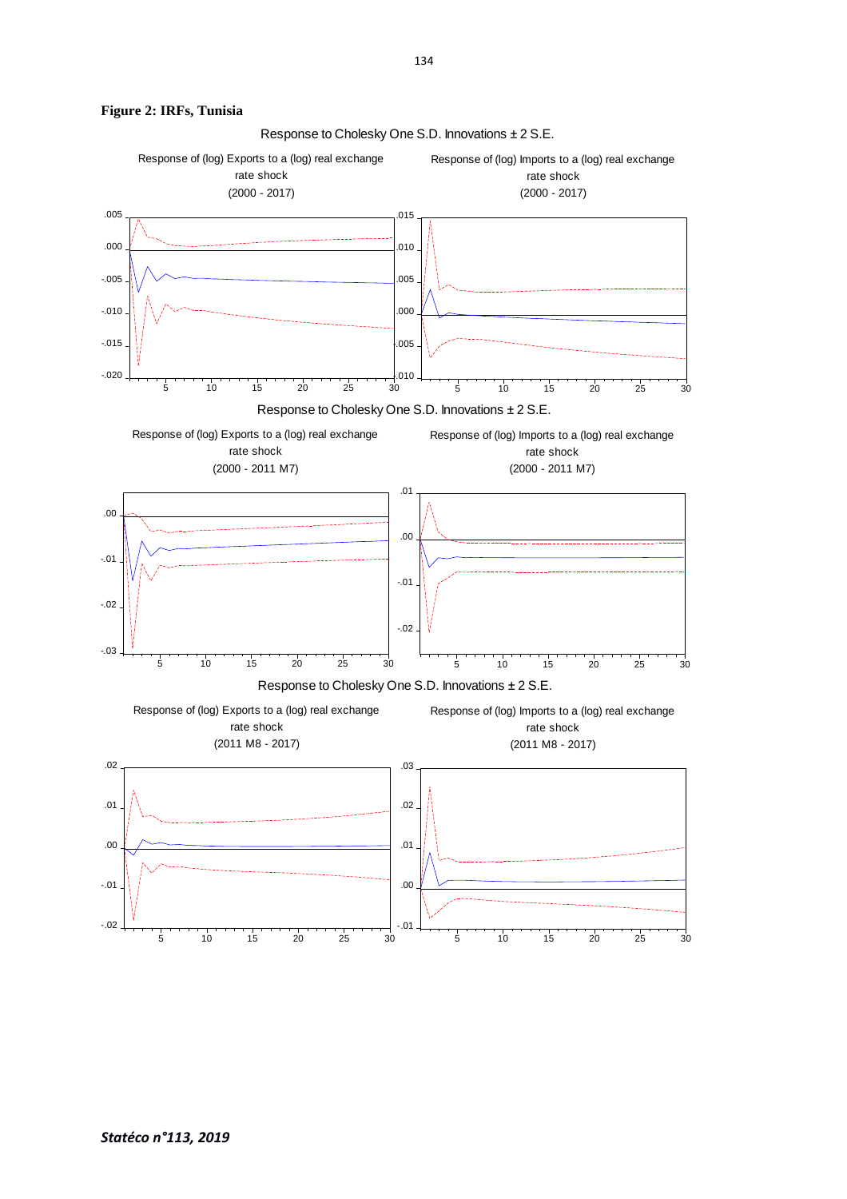**Figure 2: IRFs, Tunisia**

Response to Cholesky One S.D. Innovations ± 2 S.E.

Response of (log) Exports to a (log) real exchange rate shock (2000 - 2017)

Response of (log) Imports to a (log) real exchange rate shock (2000 - 2017)

Response to Cholesky One S.D. Innovations ± 2 S.E.

Response of (log) Exports to a (log) real exchange rate shock (2000 - 2011 M7)

Response of (log) Imports to a (log) real exchange rate shock (2000 - 2011 M7)

Response to Cholesky One S.D. Innovations ± 2 S.E.

Response of (log) Exports to a (log) real exchange rate shock (2011 M8 - 2017)

Response of (log) Imports to a (log) real exchange rate shock (2011 M8 - 2017)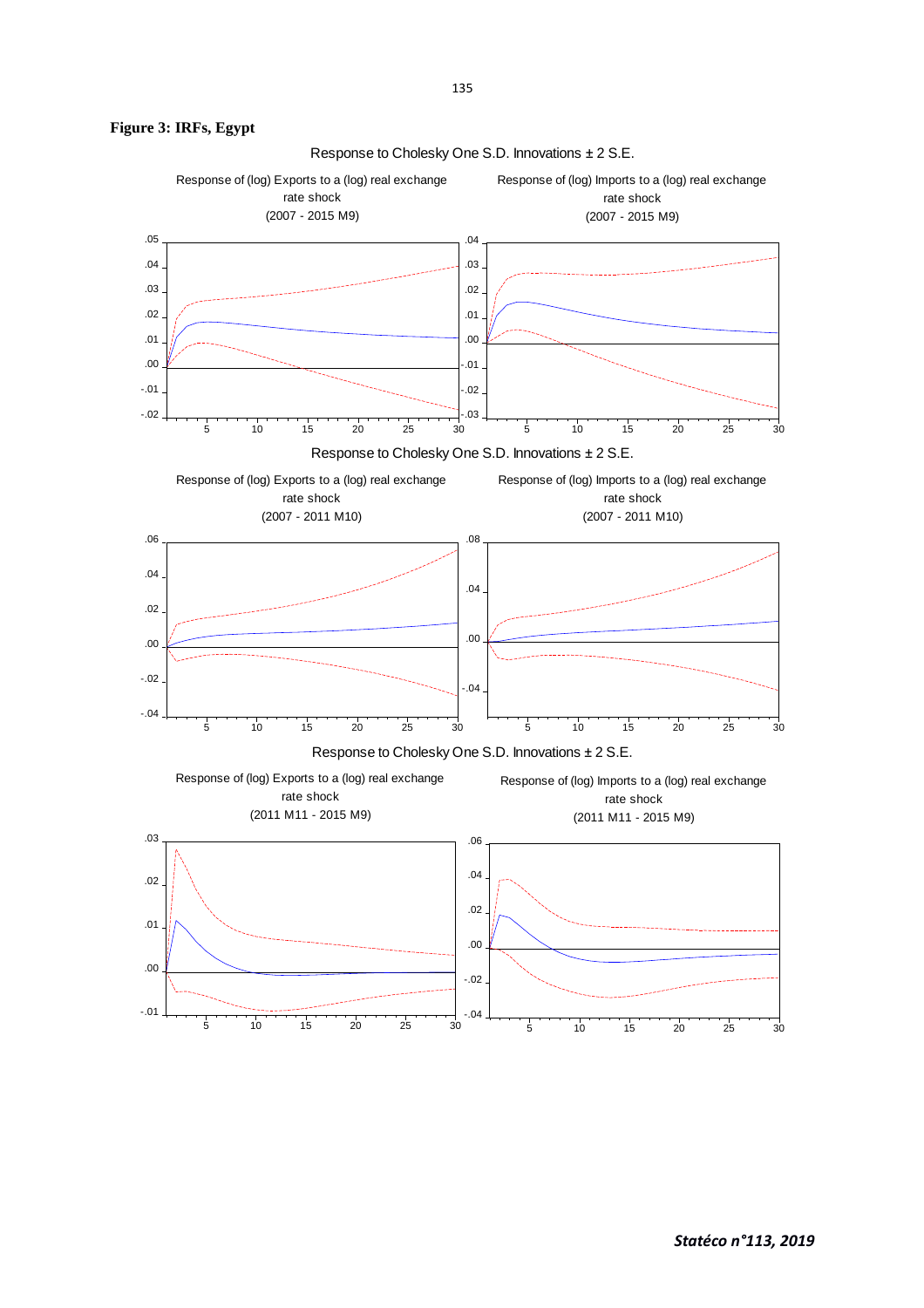**Figure 3: IRFs, Egypt**

Response to Cholesky One S.D. Innovations ± 2 S.E.

Response of (log) Exports to a (log) real exchange rate shock (2007 - 2015 M9)

Response of (log) Imports to a (log) real exchange rate shock (2007 - 2015 M9)

Response to Cholesky One S.D. Innovations ± 2 S.E.

Response of (log) Exports to a (log) real exchange rate shock (2007 - 2011 M10)

Response of (log) Imports to a (log) real exchange rate shock (2007 - 2011 M10)

Response to Cholesky One S.D. Innovations ± 2 S.E.

Response of (log) Exports to a (log) real exchange rate shock (2011 M11 - 2015 M9)

Response of (log) Imports to a (log) real exchange rate shock (2011 M11 - 2015 M9)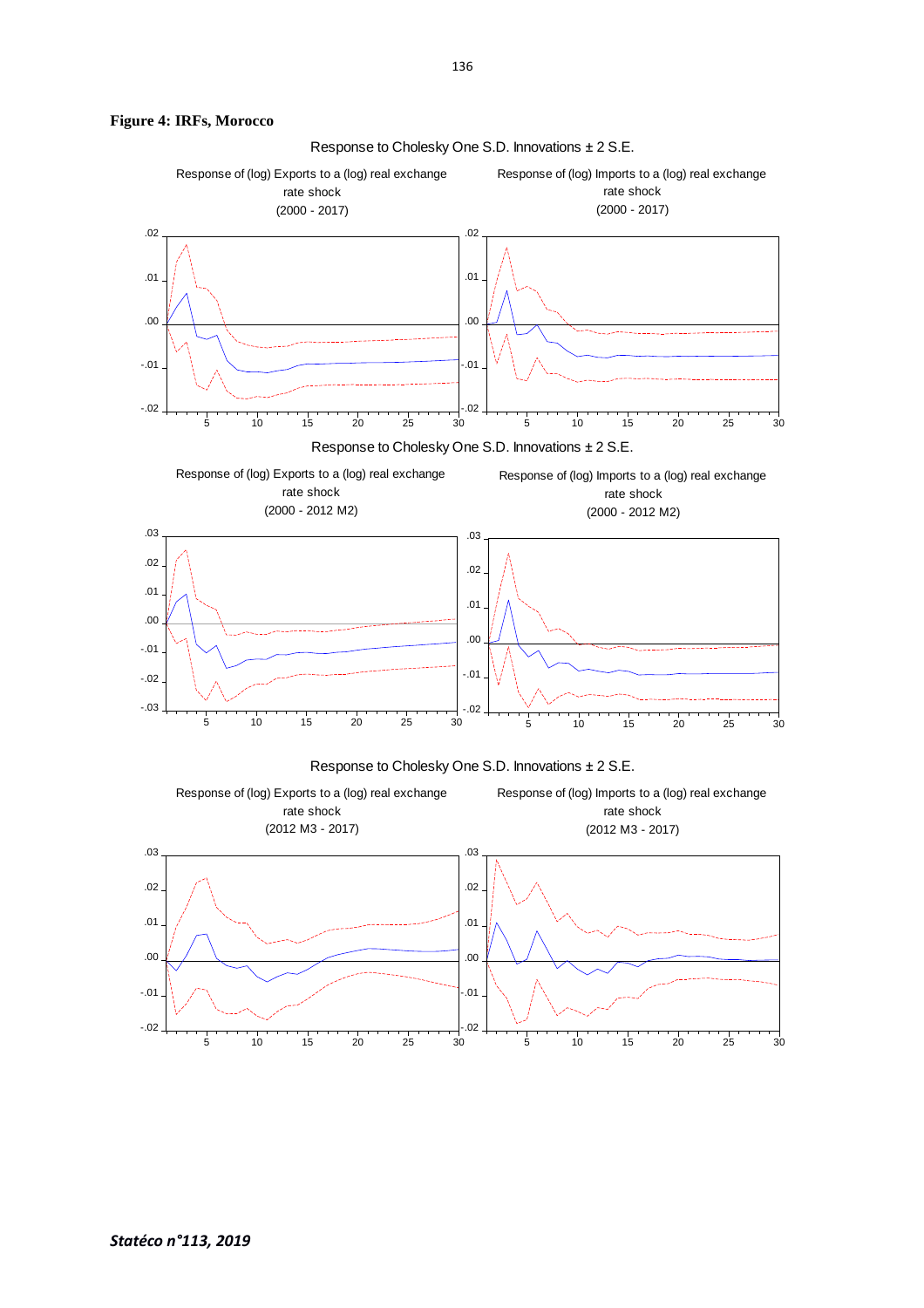**Figure 4: IRFs, Morocco**

Response to Cholesky One S.D. Innovations ± 2 S.E.

Response of (log) Exports to a (log) real exchange rate shock (2000 - 2017)

.02
.01
.00
-.01
-.02
5 10 15 20 25 30

Response of (log) Imports to a (log) real exchange rate shock (2000 - 2017)

.02
.01
.00
-.01
-.02
5 10 15 20 25 30

Response to Cholesky One S.D. Innovations ± 2 S.E.

Response of (log) Exports to a (log) real exchange rate shock (2000 - 2012 M2)

.03
.02
.01
.00
-.01
-.02
-.03
5 10 15 20 25 30

Response of (log) Imports to a (log) real exchange rate shock (2000 - 2012 M2)

.03
.02
.01
.00
-.01
-.02
5 10 15 20 25 30

Response to Cholesky One S.D. Innovations ± 2 S.E.

Response of (log) Exports to a (log) real exchange rate shock (2012 M3 - 2017)

.03
.02
.01
.00
-.01
-.02
5 10 15 20 25 30

Response of (log) Imports to a (log) real exchange rate shock (2012 M3 - 2017)

.03
.02
.01
.00
-.01
-.02
5 10 15 20 25 30